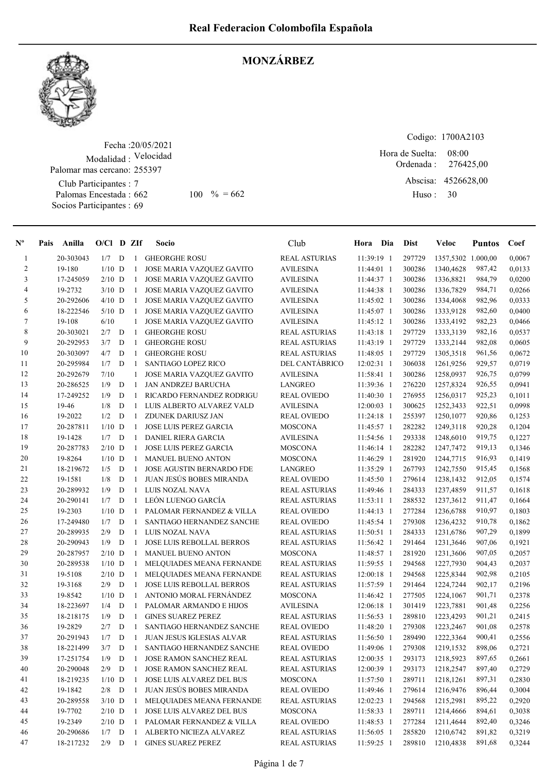# Real Federacion Colombofila Española

## MONZÁRBEZ

Fecha :20/05/2021
Modalidad : Velocidad
Palomar mas cercano: 255397
Club Participantes : 7
Palomas Encestada : 662 100 % = 662
Socios Participantes : 69

Codigo: 1700A2103
Hora de Suelta: 08:00
Ordenada : 276425,00
Abscisa: 4526628,00
Huso : 30

| Nº | Pais | Anilla | O/Cl | D | ZIf | Socio | Club | Hora | Dia | Dist | Veloc | Puntos | Coef |
|---|---|---|---|---|---|---|---|---|---|---|---|---|---|
| 1 | | 20-303043 | 1/7 | D | 1 | GHEORGHE ROSU | REAL ASTURIAS | 11:39:19 | 1 | 297729 | 1357,5302 | 1.000,00 | 0,0067 |
| 2 | | 19-180 | 1/10 | D | 1 | JOSE MARIA VAZQUEZ GAVITO | AVILESINA | 11:44:01 | 1 | 300286 | 1340,4628 | 987,42 | 0,0133 |
| 3 | | 17-245059 | 2/10 | D | 1 | JOSE MARIA VAZQUEZ GAVITO | AVILESINA | 11:44:37 | 1 | 300286 | 1336,8821 | 984,79 | 0,0200 |
| 4 | | 19-2732 | 3/10 | D | 1 | JOSE MARIA VAZQUEZ GAVITO | AVILESINA | 11:44:38 | 1 | 300286 | 1336,7829 | 984,71 | 0,0266 |
| 5 | | 20-292606 | 4/10 | D | 1 | JOSE MARIA VAZQUEZ GAVITO | AVILESINA | 11:45:02 | 1 | 300286 | 1334,4068 | 982,96 | 0,0333 |
| 6 | | 18-222546 | 5/10 | D | 1 | JOSE MARIA VAZQUEZ GAVITO | AVILESINA | 11:45:07 | 1 | 300286 | 1333,9128 | 982,60 | 0,0400 |
| 7 | | 19-108 | 6/10 | | 1 | JOSE MARIA VAZQUEZ GAVITO | AVILESINA | 11:45:12 | 1 | 300286 | 1333,4192 | 982,23 | 0,0466 |
| 8 | | 20-303021 | 2/7 | D | 1 | GHEORGHE ROSU | REAL ASTURIAS | 11:43:18 | 1 | 297729 | 1333,3139 | 982,16 | 0,0537 |
| 9 | | 20-292953 | 3/7 | D | 1 | GHEORGHE ROSU | REAL ASTURIAS | 11:43:19 | 1 | 297729 | 1333,2144 | 982,08 | 0,0605 |
| 10 | | 20-303097 | 4/7 | D | 1 | GHEORGHE ROSU | REAL ASTURIAS | 11:48:05 | 1 | 297729 | 1305,3518 | 961,56 | 0,0672 |
| 11 | | 20-295984 | 1/7 | D | 1 | SANTIAGO LOPEZ RICO | DEL CANTÁBRICO | 12:02:31 | 1 | 306038 | 1261,9256 | 929,57 | 0,0719 |
| 12 | | 20-292679 | 7/10 | | 1 | JOSE MARIA VAZQUEZ GAVITO | AVILESINA | 11:58:41 | 1 | 300286 | 1258,0937 | 926,75 | 0,0799 |
| 13 | | 20-286525 | 1/9 | D | 1 | JAN ANDRZEJ BARUCHA | LANGREO | 11:39:36 | 1 | 276220 | 1257,8324 | 926,55 | 0,0941 |
| 14 | | 17-249252 | 1/9 | D | 1 | RICARDO FERNANDEZ RODRIGU | REAL OVIEDO | 11:40:30 | 1 | 276955 | 1256,0317 | 925,23 | 0,1011 |
| 15 | | 19-46 | 1/8 | D | 1 | LUIS ALBERTO ALVAREZ VALD | AVILESINA | 12:00:03 | 1 | 300625 | 1252,3433 | 922,51 | 0,0998 |
| 16 | | 19-2022 | 1/2 | D | 1 | ZDUNEK DARIUSZ JAN | REAL OVIEDO | 11:24:18 | 1 | 255397 | 1250,1077 | 920,86 | 0,1253 |
| 17 | | 20-287811 | 1/10 | D | 1 | JOSE LUIS PEREZ GARCIA | MOSCONA | 11:45:57 | 1 | 282282 | 1249,3118 | 920,28 | 0,1204 |
| 18 | | 19-1428 | 1/7 | D | 1 | DANIEL RIERA GARCIA | AVILESINA | 11:54:56 | 1 | 293338 | 1248,6010 | 919,75 | 0,1227 |
| 19 | | 20-287783 | 2/10 | D | 1 | JOSE LUIS PEREZ GARCIA | MOSCONA | 11:46:14 | 1 | 282282 | 1247,7472 | 919,13 | 0,1346 |
| 20 | | 19-8264 | 1/10 | D | 1 | MANUEL BUENO ANTON | MOSCONA | 11:46:29 | 1 | 281920 | 1244,7715 | 916,93 | 0,1419 |
| 21 | | 18-219672 | 1/5 | D | 1 | JOSE AGUSTIN BERNARDO FDE | LANGREO | 11:35:29 | 1 | 267793 | 1242,7550 | 915,45 | 0,1568 |
| 22 | | 19-1581 | 1/8 | D | 1 | JUAN JESÚS BOBES MIRANDA | REAL OVIEDO | 11:45:50 | 1 | 279614 | 1238,1432 | 912,05 | 0,1574 |
| 23 | | 20-289932 | 1/9 | D | 1 | LUIS NOZAL NAVA | REAL ASTURIAS | 11:49:46 | 1 | 284333 | 1237,4859 | 911,57 | 0,1618 |
| 24 | | 20-290141 | 1/7 | D | 1 | LEÓN LUENGO GARCÍA | REAL ASTURIAS | 11:53:11 | 1 | 288532 | 1237,3612 | 911,47 | 0,1664 |
| 25 | | 19-2303 | 1/10 | D | 1 | PALOMAR FERNANDEZ & VILLA | REAL OVIEDO | 11:44:13 | 1 | 277284 | 1236,6788 | 910,97 | 0,1803 |
| 26 | | 17-249480 | 1/7 | D | 1 | SANTIAGO HERNANDEZ SANCHE | REAL OVIEDO | 11:45:54 | 1 | 279308 | 1236,4232 | 910,78 | 0,1862 |
| 27 | | 20-289935 | 2/9 | D | 1 | LUIS NOZAL NAVA | REAL ASTURIAS | 11:50:51 | 1 | 284333 | 1231,6786 | 907,29 | 0,1899 |
| 28 | | 20-290943 | 1/9 | D | 1 | JOSE LUIS REBOLLAL BERROS | REAL ASTURIAS | 11:56:42 | 1 | 291464 | 1231,3646 | 907,06 | 0,1921 |
| 29 | | 20-287957 | 2/10 | D | 1 | MANUEL BUENO ANTON | MOSCONA | 11:48:57 | 1 | 281920 | 1231,3606 | 907,05 | 0,2057 |
| 30 | | 20-289538 | 1/10 | D | 1 | MELQUIADES MEANA FERNANDE | REAL ASTURIAS | 11:59:55 | 1 | 294568 | 1227,7930 | 904,43 | 0,2037 |
| 31 | | 19-5108 | 2/10 | D | 1 | MELQUIADES MEANA FERNANDE | REAL ASTURIAS | 12:00:18 | 1 | 294568 | 1225,8344 | 902,98 | 0,2105 |
| 32 | | 19-3168 | 2/9 | D | 1 | JOSE LUIS REBOLLAL BERROS | REAL ASTURIAS | 11:57:59 | 1 | 291464 | 1224,7244 | 902,17 | 0,2196 |
| 33 | | 19-8542 | 1/10 | D | 1 | ANTONIO MORAL FERNÁNDEZ | MOSCONA | 11:46:42 | 1 | 277505 | 1224,1067 | 901,71 | 0,2378 |
| 34 | | 18-223697 | 1/4 | D | 1 | PALOMAR ARMANDO E HIJOS | AVILESINA | 12:06:18 | 1 | 301419 | 1223,7881 | 901,48 | 0,2256 |
| 35 | | 18-218175 | 1/9 | D | 1 | GINES SUAREZ PEREZ | REAL ASTURIAS | 11:56:53 | 1 | 289810 | 1223,4293 | 901,21 | 0,2415 |
| 36 | | 19-2829 | 2/7 | D | 1 | SANTIAGO HERNANDEZ SANCHE | REAL OVIEDO | 11:48:20 | 1 | 279308 | 1223,2467 | 901,08 | 0,2578 |
| 37 | | 20-291943 | 1/7 | D | 1 | JUAN JESUS IGLESIAS ALVAR | REAL ASTURIAS | 11:56:50 | 1 | 289490 | 1222,3364 | 900,41 | 0,2556 |
| 38 | | 18-221499 | 3/7 | D | 1 | SANTIAGO HERNANDEZ SANCHE | REAL OVIEDO | 11:49:06 | 1 | 279308 | 1219,1532 | 898,06 | 0,2721 |
| 39 | | 17-251754 | 1/9 | D | 1 | JOSE RAMON SANCHEZ REAL | REAL ASTURIAS | 12:00:35 | 1 | 293173 | 1218,5923 | 897,65 | 0,2661 |
| 40 | | 20-290048 | 2/9 | D | 1 | JOSE RAMON SANCHEZ REAL | REAL ASTURIAS | 12:00:39 | 1 | 293173 | 1218,2547 | 897,40 | 0,2729 |
| 41 | | 18-219235 | 1/10 | D | 1 | JOSE LUIS ALVAREZ DEL BUS | MOSCONA | 11:57:50 | 1 | 289711 | 1218,1261 | 897,31 | 0,2830 |
| 42 | | 19-1842 | 2/8 | D | 1 | JUAN JESÚS BOBES MIRANDA | REAL OVIEDO | 11:49:46 | 1 | 279614 | 1216,9476 | 896,44 | 0,3004 |
| 43 | | 20-289558 | 3/10 | D | 1 | MELQUIADES MEANA FERNANDE | REAL ASTURIAS | 12:02:23 | 1 | 294568 | 1215,2981 | 895,22 | 0,2920 |
| 44 | | 19-7702 | 2/10 | D | 1 | JOSE LUIS ALVAREZ DEL BUS | MOSCONA | 11:58:33 | 1 | 289711 | 1214,4666 | 894,61 | 0,3038 |
| 45 | | 19-2349 | 2/10 | D | 1 | PALOMAR FERNANDEZ & VILLA | REAL OVIEDO | 11:48:53 | 1 | 277284 | 1211,4644 | 892,40 | 0,3246 |
| 46 | | 20-290686 | 1/7 | D | 1 | ALBERTO NICIEZA ALVAREZ | REAL ASTURIAS | 11:56:05 | 1 | 285820 | 1210,6742 | 891,82 | 0,3219 |
| 47 | | 18-217232 | 2/9 | D | 1 | GINES SUAREZ PEREZ | REAL ASTURIAS | 11:59:25 | 1 | 289810 | 1210,4838 | 891,68 | 0,3244 |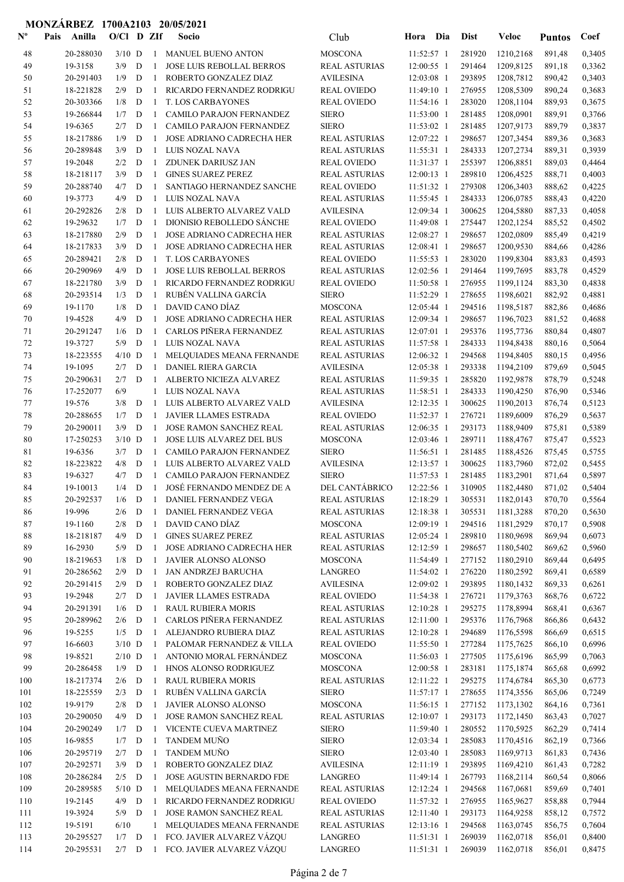**MONZÁRBEZ 1700A2103 20/05/2021**

| Nº | Pais | Anilla | O/Cl | D | ZIf | Socio | Club | Hora | Dia | Dist | Veloc | Puntos | Coef |
|---|---|---|---|---|---|---|---|---|---|---|---|---|---|
| 48 | | 20-288030 | 3/10 | D | 1 | MANUEL BUENO ANTON | MOSCONA | 11:52:57 | 1 | 281920 | 1210,2168 | 891,48 | 0,3405 |
| 49 | | 19-3158 | 3/9 | D | 1 | JOSE LUIS REBOLLAL BERROS | REAL ASTURIAS | 12:00:55 | 1 | 291464 | 1209,8125 | 891,18 | 0,3362 |
| 50 | | 20-291403 | 1/9 | D | 1 | ROBERTO GONZALEZ DIAZ | AVILESINA | 12:03:08 | 1 | 293895 | 1208,7812 | 890,42 | 0,3403 |
| 51 | | 18-221828 | 2/9 | D | 1 | RICARDO FERNANDEZ RODRIGU | REAL OVIEDO | 11:49:10 | 1 | 276955 | 1208,5309 | 890,24 | 0,3683 |
| 52 | | 20-303366 | 1/8 | D | 1 | T. LOS CARBAYONES | REAL OVIEDO | 11:54:16 | 1 | 283020 | 1208,1104 | 889,93 | 0,3675 |
| 53 | | 19-266844 | 1/7 | D | 1 | CAMILO PARAJON FERNANDEZ | SIERO | 11:53:00 | 1 | 281485 | 1208,0901 | 889,91 | 0,3766 |
| 54 | | 19-6365 | 2/7 | D | 1 | CAMILO PARAJON FERNANDEZ | SIERO | 11:53:02 | 1 | 281485 | 1207,9173 | 889,79 | 0,3837 |
| 55 | | 18-217886 | 1/9 | D | 1 | JOSE ADRIANO CADRECHA HER | REAL ASTURIAS | 12:07:22 | 1 | 298657 | 1207,3454 | 889,36 | 0,3683 |
| 56 | | 20-289848 | 3/9 | D | 1 | LUIS NOZAL NAVA | REAL ASTURIAS | 11:55:31 | 1 | 284333 | 1207,2734 | 889,31 | 0,3939 |
| 57 | | 19-2048 | 2/2 | D | 1 | ZDUNEK DARIUSZ JAN | REAL OVIEDO | 11:31:37 | 1 | 255397 | 1206,8851 | 889,03 | 0,4464 |
| 58 | | 18-218117 | 3/9 | D | 1 | GINES SUAREZ PEREZ | REAL ASTURIAS | 12:00:13 | 1 | 289810 | 1206,4525 | 888,71 | 0,4003 |
| 59 | | 20-288740 | 4/7 | D | 1 | SANTIAGO HERNANDEZ SANCHE | REAL OVIEDO | 11:51:32 | 1 | 279308 | 1206,3403 | 888,62 | 0,4225 |
| 60 | | 19-3773 | 4/9 | D | 1 | LUIS NOZAL NAVA | REAL ASTURIAS | 11:55:45 | 1 | 284333 | 1206,0785 | 888,43 | 0,4220 |
| 61 | | 20-292826 | 2/8 | D | 1 | LUIS ALBERTO ALVAREZ VALD | AVILESINA | 12:09:34 | 1 | 300625 | 1204,5880 | 887,33 | 0,4058 |
| 62 | | 19-29632 | 1/7 | D | 1 | DIONISIO REBOLLEDO SÁNCHE | REAL OVIEDO | 11:49:08 | 1 | 275447 | 1202,1254 | 885,52 | 0,4502 |
| 63 | | 18-217880 | 2/9 | D | 1 | JOSE ADRIANO CADRECHA HER | REAL ASTURIAS | 12:08:27 | 1 | 298657 | 1202,0809 | 885,49 | 0,4219 |
| 64 | | 18-217833 | 3/9 | D | 1 | JOSE ADRIANO CADRECHA HER | REAL ASTURIAS | 12:08:41 | 1 | 298657 | 1200,9530 | 884,66 | 0,4286 |
| 65 | | 20-289421 | 2/8 | D | 1 | T. LOS CARBAYONES | REAL OVIEDO | 11:55:53 | 1 | 283020 | 1199,8304 | 883,83 | 0,4593 |
| 66 | | 20-290969 | 4/9 | D | 1 | JOSE LUIS REBOLLAL BERROS | REAL ASTURIAS | 12:02:56 | 1 | 291464 | 1199,7695 | 883,78 | 0,4529 |
| 67 | | 18-221780 | 3/9 | D | 1 | RICARDO FERNANDEZ RODRIGU | REAL OVIEDO | 11:50:58 | 1 | 276955 | 1199,1124 | 883,30 | 0,4838 |
| 68 | | 20-293514 | 1/3 | D | 1 | RUBÉN VALLINA GARCÍA | SIERO | 11:52:29 | 1 | 278655 | 1198,6021 | 882,92 | 0,4881 |
| 69 | | 19-1170 | 1/8 | D | 1 | DAVID CANO DÍAZ | MOSCONA | 12:05:44 | 1 | 294516 | 1198,5187 | 882,86 | 0,4686 |
| 70 | | 19-4528 | 4/9 | D | 1 | JOSE ADRIANO CADRECHA HER | REAL ASTURIAS | 12:09:34 | 1 | 298657 | 1196,7023 | 881,52 | 0,4688 |
| 71 | | 20-291247 | 1/6 | D | 1 | CARLOS PIÑERA FERNANDEZ | REAL ASTURIAS | 12:07:01 | 1 | 295376 | 1195,7736 | 880,84 | 0,4807 |
| 72 | | 19-3727 | 5/9 | D | 1 | LUIS NOZAL NAVA | REAL ASTURIAS | 11:57:58 | 1 | 284333 | 1194,8438 | 880,16 | 0,5064 |
| 73 | | 18-223555 | 4/10 | D | 1 | MELQUIADES MEANA FERNANDE | REAL ASTURIAS | 12:06:32 | 1 | 294568 | 1194,8405 | 880,15 | 0,4956 |
| 74 | | 19-1095 | 2/7 | D | 1 | DANIEL RIERA GARCIA | AVILESINA | 12:05:38 | 1 | 293338 | 1194,2109 | 879,69 | 0,5045 |
| 75 | | 20-290631 | 2/7 | D | 1 | ALBERTO NICIEZA ALVAREZ | REAL ASTURIAS | 11:59:35 | 1 | 285820 | 1192,9878 | 878,79 | 0,5248 |
| 76 | | 17-252077 | 6/9 | | 1 | LUIS NOZAL NAVA | REAL ASTURIAS | 11:58:51 | 1 | 284333 | 1190,4250 | 876,90 | 0,5346 |
| 77 | | 19-576 | 3/8 | D | 1 | LUIS ALBERTO ALVAREZ VALD | AVILESINA | 12:12:35 | 1 | 300625 | 1190,2013 | 876,74 | 0,5123 |
| 78 | | 20-288655 | 1/7 | D | 1 | JAVIER LLAMES ESTRADA | REAL OVIEDO | 11:52:37 | 1 | 276721 | 1189,6009 | 876,29 | 0,5637 |
| 79 | | 20-290011 | 3/9 | D | 1 | JOSE RAMON SANCHEZ REAL | REAL ASTURIAS | 12:06:35 | 1 | 293173 | 1188,9409 | 875,81 | 0,5389 |
| 80 | | 17-250253 | 3/10 | D | 1 | JOSE LUIS ALVAREZ DEL BUS | MOSCONA | 12:03:46 | 1 | 289711 | 1188,4767 | 875,47 | 0,5523 |
| 81 | | 19-6356 | 3/7 | D | 1 | CAMILO PARAJON FERNANDEZ | SIERO | 11:56:51 | 1 | 281485 | 1188,4526 | 875,45 | 0,5755 |
| 82 | | 18-223822 | 4/8 | D | 1 | LUIS ALBERTO ALVAREZ VALD | AVILESINA | 12:13:57 | 1 | 300625 | 1183,7960 | 872,02 | 0,5455 |
| 83 | | 19-6327 | 4/7 | D | 1 | CAMILO PARAJON FERNANDEZ | SIERO | 11:57:53 | 1 | 281485 | 1183,2901 | 871,64 | 0,5897 |
| 84 | | 19-10013 | 1/4 | D | 1 | JOSÉ FERNANDO MENDEZ DE A | DEL CANTÁBRICO | 12:22:56 | 1 | 310905 | 1182,4480 | 871,02 | 0,5404 |
| 85 | | 20-292537 | 1/6 | D | 1 | DANIEL FERNANDEZ VEGA | REAL ASTURIAS | 12:18:29 | 1 | 305531 | 1182,0143 | 870,70 | 0,5564 |
| 86 | | 19-996 | 2/6 | D | 1 | DANIEL FERNANDEZ VEGA | REAL ASTURIAS | 12:18:38 | 1 | 305531 | 1181,3288 | 870,20 | 0,5630 |
| 87 | | 19-1160 | 2/8 | D | 1 | DAVID CANO DÍAZ | MOSCONA | 12:09:19 | 1 | 294516 | 1181,2929 | 870,17 | 0,5908 |
| 88 | | 18-218187 | 4/9 | D | 1 | GINES SUAREZ PEREZ | REAL ASTURIAS | 12:05:24 | 1 | 289810 | 1180,9698 | 869,94 | 0,6073 |
| 89 | | 16-2930 | 5/9 | D | 1 | JOSE ADRIANO CADRECHA HER | REAL ASTURIAS | 12:12:59 | 1 | 298657 | 1180,5402 | 869,62 | 0,5960 |
| 90 | | 18-219653 | 1/8 | D | 1 | JAVIER ALONSO ALONSO | MOSCONA | 11:54:49 | 1 | 277152 | 1180,2910 | 869,44 | 0,6495 |
| 91 | | 20-286562 | 2/9 | D | 1 | JAN ANDRZEJ BARUCHA | LANGREO | 11:54:02 | 1 | 276220 | 1180,2592 | 869,41 | 0,6589 |
| 92 | | 20-291415 | 2/9 | D | 1 | ROBERTO GONZALEZ DIAZ | AVILESINA | 12:09:02 | 1 | 293895 | 1180,1432 | 869,33 | 0,6261 |
| 93 | | 19-2948 | 2/7 | D | 1 | JAVIER LLAMES ESTRADA | REAL OVIEDO | 11:54:38 | 1 | 276721 | 1179,3763 | 868,76 | 0,6722 |
| 94 | | 20-291391 | 1/6 | D | 1 | RAUL RUBIERA MORIS | REAL ASTURIAS | 12:10:28 | 1 | 295275 | 1178,8994 | 868,41 | 0,6367 |
| 95 | | 20-289962 | 2/6 | D | 1 | CARLOS PIÑERA FERNANDEZ | REAL ASTURIAS | 12:11:00 | 1 | 295376 | 1176,7968 | 866,86 | 0,6432 |
| 96 | | 19-5255 | 1/5 | D | 1 | ALEJANDRO RUBIERA DIAZ | REAL ASTURIAS | 12:10:28 | 1 | 294689 | 1176,5598 | 866,69 | 0,6515 |
| 97 | | 16-6603 | 3/10 | D | 1 | PALOMAR FERNANDEZ & VILLA | REAL OVIEDO | 11:55:50 | 1 | 277284 | 1175,7625 | 866,10 | 0,6996 |
| 98 | | 19-8521 | 2/10 | D | 1 | ANTONIO MORAL FERNÁNDEZ | MOSCONA | 11:56:03 | 1 | 277505 | 1175,6196 | 865,99 | 0,7063 |
| 99 | | 20-286458 | 1/9 | D | 1 | HNOS ALONSO RODRIGUEZ | MOSCONA | 12:00:58 | 1 | 283181 | 1175,1874 | 865,68 | 0,6992 |
| 100 | | 18-217374 | 2/6 | D | 1 | RAUL RUBIERA MORIS | REAL ASTURIAS | 12:11:22 | 1 | 295275 | 1174,6784 | 865,30 | 0,6773 |
| 101 | | 18-225559 | 2/3 | D | 1 | RUBÉN VALLINA GARCÍA | SIERO | 11:57:17 | 1 | 278655 | 1174,3556 | 865,06 | 0,7249 |
| 102 | | 19-9179 | 2/8 | D | 1 | JAVIER ALONSO ALONSO | MOSCONA | 11:56:15 | 1 | 277152 | 1173,1302 | 864,16 | 0,7361 |
| 103 | | 20-290050 | 4/9 | D | 1 | JOSE RAMON SANCHEZ REAL | REAL ASTURIAS | 12:10:07 | 1 | 293173 | 1172,1450 | 863,43 | 0,7027 |
| 104 | | 20-290249 | 1/7 | D | 1 | VICENTE CUEVA MARTINEZ | SIERO | 11:59:40 | 1 | 280552 | 1170,5925 | 862,29 | 0,7414 |
| 105 | | 16-9855 | 1/7 | D | 1 | TANDEM MUÑO | SIERO | 12:03:34 | 1 | 285083 | 1170,4516 | 862,19 | 0,7366 |
| 106 | | 20-295719 | 2/7 | D | 1 | TANDEM MUÑO | SIERO | 12:03:40 | 1 | 285083 | 1169,9713 | 861,83 | 0,7436 |
| 107 | | 20-292571 | 3/9 | D | 1 | ROBERTO GONZALEZ DIAZ | AVILESINA | 12:11:19 | 1 | 293895 | 1169,4210 | 861,43 | 0,7282 |
| 108 | | 20-286284 | 2/5 | D | 1 | JOSE AGUSTIN BERNARDO FDE | LANGREO | 11:49:14 | 1 | 267793 | 1168,2114 | 860,54 | 0,8066 |
| 109 | | 20-289585 | 5/10 | D | 1 | MELQUIADES MEANA FERNANDE | REAL ASTURIAS | 12:12:24 | 1 | 294568 | 1167,0681 | 859,69 | 0,7401 |
| 110 | | 19-2145 | 4/9 | D | 1 | RICARDO FERNANDEZ RODRIGU | REAL OVIEDO | 11:57:32 | 1 | 276955 | 1165,9627 | 858,88 | 0,7944 |
| 111 | | 19-3924 | 5/9 | D | 1 | JOSE RAMON SANCHEZ REAL | REAL ASTURIAS | 12:11:40 | 1 | 293173 | 1164,9258 | 858,12 | 0,7572 |
| 112 | | 19-5191 | 6/10 | | 1 | MELQUIADES MEANA FERNANDE | REAL ASTURIAS | 12:13:16 | 1 | 294568 | 1163,0745 | 856,75 | 0,7604 |
| 113 | | 20-295527 | 1/7 | D | 1 | FCO. JAVIER ALVAREZ VÁZQU | LANGREO | 11:51:31 | 1 | 269039 | 1162,0718 | 856,01 | 0,8400 |
| 114 | | 20-295531 | 2/7 | D | 1 | FCO. JAVIER ALVAREZ VÁZQU | LANGREO | 11:51:31 | 1 | 269039 | 1162,0718 | 856,01 | 0,8475 |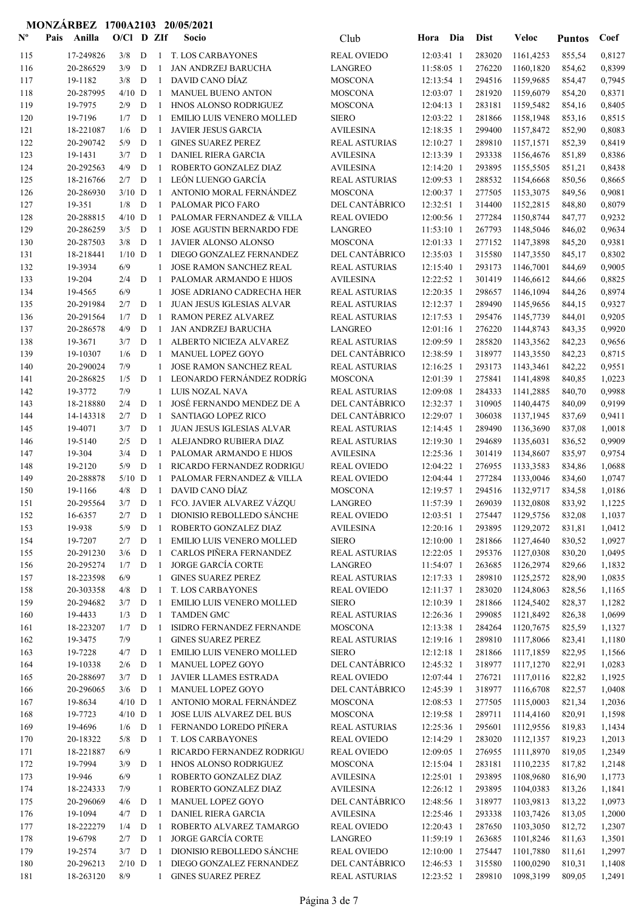**MONZÁRBEZ 1700A2103 20/05/2021**

| Nº | Pais | Anilla | O/Cl | D | ZIf | Socio | Club | Hora | Dia | Dist | Veloc | Puntos | Coef |
|---|---|---|---|---|---|---|---|---|---|---|---|---|---|
| 115 | | 17-249826 | 3/8 | D | 1 | T. LOS CARBAYONES | REAL OVIEDO | 12:03:41 | 1 | 283020 | 1161,4253 | 855,54 | 0,8127 |
| 116 | | 20-286529 | 3/9 | D | 1 | JAN ANDRZEJ BARUCHA | LANGREO | 11:58:05 | 1 | 276220 | 1160,1820 | 854,62 | 0,8399 |
| 117 | | 19-1182 | 3/8 | D | 1 | DAVID CANO DÍAZ | MOSCONA | 12:13:54 | 1 | 294516 | 1159,9685 | 854,47 | 0,7945 |
| 118 | | 20-287995 | 4/10 | D | 1 | MANUEL BUENO ANTON | MOSCONA | 12:03:07 | 1 | 281920 | 1159,6079 | 854,20 | 0,8371 |
| 119 | | 19-7975 | 2/9 | D | 1 | HNOS ALONSO RODRIGUEZ | MOSCONA | 12:04:13 | 1 | 283181 | 1159,5482 | 854,16 | 0,8405 |
| 120 | | 19-7196 | 1/7 | D | 1 | EMILIO LUIS VENERO MOLLED | SIERO | 12:03:22 | 1 | 281866 | 1158,1948 | 853,16 | 0,8515 |
| 121 | | 18-221087 | 1/6 | D | 1 | JAVIER JESUS GARCIA | AVILESINA | 12:18:35 | 1 | 299400 | 1157,8472 | 852,90 | 0,8083 |
| 122 | | 20-290742 | 5/9 | D | 1 | GINES SUAREZ PEREZ | REAL ASTURIAS | 12:10:27 | 1 | 289810 | 1157,1571 | 852,39 | 0,8419 |
| 123 | | 19-1431 | 3/7 | D | 1 | DANIEL RIERA GARCIA | AVILESINA | 12:13:39 | 1 | 293338 | 1156,4676 | 851,89 | 0,8386 |
| 124 | | 20-292563 | 4/9 | D | 1 | ROBERTO GONZALEZ DIAZ | AVILESINA | 12:14:20 | 1 | 293895 | 1155,5505 | 851,21 | 0,8438 |
| 125 | | 18-216766 | 2/7 | D | 1 | LEÓN LUENGO GARCÍA | REAL ASTURIAS | 12:09:53 | 1 | 288532 | 1154,6668 | 850,56 | 0,8665 |
| 126 | | 20-286930 | 3/10 | D | 1 | ANTONIO MORAL FERNÁNDEZ | MOSCONA | 12:00:37 | 1 | 277505 | 1153,3075 | 849,56 | 0,9081 |
| 127 | | 19-351 | 1/8 | D | 1 | PALOMAR PICO FARO | DEL CANTÁBRICO | 12:32:51 | 1 | 314400 | 1152,2815 | 848,80 | 0,8079 |
| 128 | | 20-288815 | 4/10 | D | 1 | PALOMAR FERNANDEZ & VILLA | REAL OVIEDO | 12:00:56 | 1 | 277284 | 1150,8744 | 847,77 | 0,9232 |
| 129 | | 20-286259 | 3/5 | D | 1 | JOSE AGUSTIN BERNARDO FDE | LANGREO | 11:53:10 | 1 | 267793 | 1148,5046 | 846,02 | 0,9634 |
| 130 | | 20-287503 | 3/8 | D | 1 | JAVIER ALONSO ALONSO | MOSCONA | 12:01:33 | 1 | 277152 | 1147,3898 | 845,20 | 0,9381 |
| 131 | | 18-218441 | 1/10 | D | 1 | DIEGO GONZALEZ FERNANDEZ | DEL CANTÁBRICO | 12:35:03 | 1 | 315580 | 1147,3550 | 845,17 | 0,8302 |
| 132 | | 19-3934 | 6/9 | | 1 | JOSE RAMON SANCHEZ REAL | REAL ASTURIAS | 12:15:40 | 1 | 293173 | 1146,7001 | 844,69 | 0,9005 |
| 133 | | 19-204 | 2/4 | D | 1 | PALOMAR ARMANDO E HIJOS | AVILESINA | 12:22:52 | 1 | 301419 | 1146,6612 | 844,66 | 0,8825 |
| 134 | | 19-4565 | 6/9 | | 1 | JOSE ADRIANO CADRECHA HER | REAL ASTURIAS | 12:20:35 | 1 | 298657 | 1146,1094 | 844,26 | 0,8974 |
| 135 | | 20-291984 | 2/7 | D | 1 | JUAN JESUS IGLESIAS ALVAR | REAL ASTURIAS | 12:12:37 | 1 | 289490 | 1145,9656 | 844,15 | 0,9327 |
| 136 | | 20-291564 | 1/7 | D | 1 | RAMON PEREZ ALVAREZ | REAL ASTURIAS | 12:17:53 | 1 | 295476 | 1145,7739 | 844,01 | 0,9205 |
| 137 | | 20-286578 | 4/9 | D | 1 | JAN ANDRZEJ BARUCHA | LANGREO | 12:01:16 | 1 | 276220 | 1144,8743 | 843,35 | 0,9920 |
| 138 | | 19-3671 | 3/7 | D | 1 | ALBERTO NICIEZA ALVAREZ | REAL ASTURIAS | 12:09:59 | 1 | 285820 | 1143,3562 | 842,23 | 0,9656 |
| 139 | | 19-10307 | 1/6 | D | 1 | MANUEL LOPEZ GOYO | DEL CANTÁBRICO | 12:38:59 | 1 | 318977 | 1143,3550 | 842,23 | 0,8715 |
| 140 | | 20-290024 | 7/9 | | 1 | JOSE RAMON SANCHEZ REAL | REAL ASTURIAS | 12:16:25 | 1 | 293173 | 1143,3461 | 842,22 | 0,9551 |
| 141 | | 20-286825 | 1/5 | D | 1 | LEONARDO FERNÁNDEZ RODRÍG | MOSCONA | 12:01:39 | 1 | 275841 | 1141,4898 | 840,85 | 1,0223 |
| 142 | | 19-3772 | 7/9 | | 1 | LUIS NOZAL NAVA | REAL ASTURIAS | 12:09:08 | 1 | 284333 | 1141,2885 | 840,70 | 0,9988 |
| 143 | | 18-218880 | 2/4 | D | 1 | JOSÉ FERNANDO MENDEZ DE A | DEL CANTÁBRICO | 12:32:37 | 1 | 310905 | 1140,4475 | 840,09 | 0,9199 |
| 144 | | 14-143318 | 2/7 | D | 1 | SANTIAGO LOPEZ RICO | DEL CANTÁBRICO | 12:29:07 | 1 | 306038 | 1137,1945 | 837,69 | 0,9411 |
| 145 | | 19-4071 | 3/7 | D | 1 | JUAN JESUS IGLESIAS ALVAR | REAL ASTURIAS | 12:14:45 | 1 | 289490 | 1136,3690 | 837,08 | 1,0018 |
| 146 | | 19-5140 | 2/5 | D | 1 | ALEJANDRO RUBIERA DIAZ | REAL ASTURIAS | 12:19:30 | 1 | 294689 | 1135,6031 | 836,52 | 0,9909 |
| 147 | | 19-304 | 3/4 | D | 1 | PALOMAR ARMANDO E HIJOS | AVILESINA | 12:25:36 | 1 | 301419 | 1134,8607 | 835,97 | 0,9754 |
| 148 | | 19-2120 | 5/9 | D | 1 | RICARDO FERNANDEZ RODRIGU | REAL OVIEDO | 12:04:22 | 1 | 276955 | 1133,3583 | 834,86 | 1,0688 |
| 149 | | 20-288878 | 5/10 | D | 1 | PALOMAR FERNANDEZ & VILLA | REAL OVIEDO | 12:04:44 | 1 | 277284 | 1133,0046 | 834,60 | 1,0747 |
| 150 | | 19-1166 | 4/8 | D | 1 | DAVID CANO DÍAZ | MOSCONA | 12:19:57 | 1 | 294516 | 1132,9717 | 834,58 | 1,0186 |
| 151 | | 20-295564 | 3/7 | D | 1 | FCO. JAVIER ALVAREZ VÁZQU | LANGREO | 11:57:39 | 1 | 269039 | 1132,0808 | 833,92 | 1,1225 |
| 152 | | 16-6357 | 2/7 | D | 1 | DIONISIO REBOLLEDO SÁNCHE | REAL OVIEDO | 12:03:51 | 1 | 275447 | 1129,5756 | 832,08 | 1,1037 |
| 153 | | 19-938 | 5/9 | D | 1 | ROBERTO GONZALEZ DIAZ | AVILESINA | 12:20:16 | 1 | 293895 | 1129,2072 | 831,81 | 1,0412 |
| 154 | | 19-7207 | 2/7 | D | 1 | EMILIO LUIS VENERO MOLLED | SIERO | 12:10:00 | 1 | 281866 | 1127,4640 | 830,52 | 1,0927 |
| 155 | | 20-291230 | 3/6 | D | 1 | CARLOS PIÑERA FERNANDEZ | REAL ASTURIAS | 12:22:05 | 1 | 295376 | 1127,0308 | 830,20 | 1,0495 |
| 156 | | 20-295274 | 1/7 | D | 1 | JORGE GARCÍA CORTE | LANGREO | 11:54:07 | 1 | 263685 | 1126,2974 | 829,66 | 1,1832 |
| 157 | | 18-223598 | 6/9 | | 1 | GINES SUAREZ PEREZ | REAL ASTURIAS | 12:17:33 | 1 | 289810 | 1125,2572 | 828,90 | 1,0835 |
| 158 | | 20-303358 | 4/8 | D | 1 | T. LOS CARBAYONES | REAL OVIEDO | 12:11:37 | 1 | 283020 | 1124,8063 | 828,56 | 1,1165 |
| 159 | | 20-294682 | 3/7 | D | 1 | EMILIO LUIS VENERO MOLLED | SIERO | 12:10:39 | 1 | 281866 | 1124,5402 | 828,37 | 1,1282 |
| 160 | | 19-4433 | 1/3 | D | 1 | TAMDEN GMC | REAL ASTURIAS | 12:26:36 | 1 | 299085 | 1121,8492 | 826,38 | 1,0699 |
| 161 | | 18-223207 | 1/7 | D | 1 | ISIDRO FERNANDEZ FERNANDE | MOSCONA | 12:13:38 | 1 | 284264 | 1120,7675 | 825,59 | 1,1327 |
| 162 | | 19-3475 | 7/9 | | 1 | GINES SUAREZ PEREZ | REAL ASTURIAS | 12:19:16 | 1 | 289810 | 1117,8066 | 823,41 | 1,1180 |
| 163 | | 19-7228 | 4/7 | D | 1 | EMILIO LUIS VENERO MOLLED | SIERO | 12:12:18 | 1 | 281866 | 1117,1859 | 822,95 | 1,1566 |
| 164 | | 19-10338 | 2/6 | D | 1 | MANUEL LOPEZ GOYO | DEL CANTÁBRICO | 12:45:32 | 1 | 318977 | 1117,1270 | 822,91 | 1,0283 |
| 165 | | 20-288697 | 3/7 | D | 1 | JAVIER LLAMES ESTRADA | REAL OVIEDO | 12:07:44 | 1 | 276721 | 1117,0116 | 822,82 | 1,1925 |
| 166 | | 20-296065 | 3/6 | D | 1 | MANUEL LOPEZ GOYO | DEL CANTÁBRICO | 12:45:39 | 1 | 318977 | 1116,6708 | 822,57 | 1,0408 |
| 167 | | 19-8634 | 4/10 | D | 1 | ANTONIO MORAL FERNÁNDEZ | MOSCONA | 12:08:53 | 1 | 277505 | 1115,0003 | 821,34 | 1,2036 |
| 168 | | 19-7723 | 4/10 | D | 1 | JOSE LUIS ALVAREZ DEL BUS | MOSCONA | 12:19:58 | 1 | 289711 | 1114,4160 | 820,91 | 1,1598 |
| 169 | | 19-4696 | 1/6 | D | 1 | FERNANDO LOREDO PIÑERA | REAL ASTURIAS | 12:25:36 | 1 | 295601 | 1112,9556 | 819,83 | 1,1434 |
| 170 | | 20-18322 | 5/8 | D | 1 | T. LOS CARBAYONES | REAL OVIEDO | 12:14:29 | 1 | 283020 | 1112,1357 | 819,23 | 1,2013 |
| 171 | | 18-221887 | 6/9 | | 1 | RICARDO FERNANDEZ RODRIGU | REAL OVIEDO | 12:09:05 | 1 | 276955 | 1111,8970 | 819,05 | 1,2349 |
| 172 | | 19-7994 | 3/9 | D | 1 | HNOS ALONSO RODRIGUEZ | MOSCONA | 12:15:04 | 1 | 283181 | 1110,2235 | 817,82 | 1,2148 |
| 173 | | 19-946 | 6/9 | | 1 | ROBERTO GONZALEZ DIAZ | AVILESINA | 12:25:01 | 1 | 293895 | 1108,9680 | 816,90 | 1,1773 |
| 174 | | 18-224333 | 7/9 | | 1 | ROBERTO GONZALEZ DIAZ | AVILESINA | 12:26:12 | 1 | 293895 | 1104,0383 | 813,26 | 1,1841 |
| 175 | | 20-296069 | 4/6 | D | 1 | MANUEL LOPEZ GOYO | DEL CANTÁBRICO | 12:48:56 | 1 | 318977 | 1103,9813 | 813,22 | 1,0973 |
| 176 | | 19-1094 | 4/7 | D | 1 | DANIEL RIERA GARCIA | AVILESINA | 12:25:46 | 1 | 293338 | 1103,7426 | 813,05 | 1,2000 |
| 177 | | 18-222279 | 1/4 | D | 1 | ROBERTO ALVAREZ TAMARGO | REAL OVIEDO | 12:20:43 | 1 | 287650 | 1103,3050 | 812,72 | 1,2307 |
| 178 | | 19-6798 | 2/7 | D | 1 | JORGE GARCÍA CORTE | LANGREO | 11:59:19 | 1 | 263685 | 1101,8246 | 811,63 | 1,3501 |
| 179 | | 19-2574 | 3/7 | D | 1 | DIONISIO REBOLLEDO SÁNCHE | REAL OVIEDO | 12:10:00 | 1 | 275447 | 1101,7880 | 811,61 | 1,2997 |
| 180 | | 20-296213 | 2/10 | D | 1 | DIEGO GONZALEZ FERNANDEZ | DEL CANTÁBRICO | 12:46:53 | 1 | 315580 | 1100,0290 | 810,31 | 1,1408 |
| 181 | | 18-263120 | 8/9 | | 1 | GINES SUAREZ PEREZ | REAL ASTURIAS | 12:23:52 | 1 | 289810 | 1098,3199 | 809,05 | 1,2491 |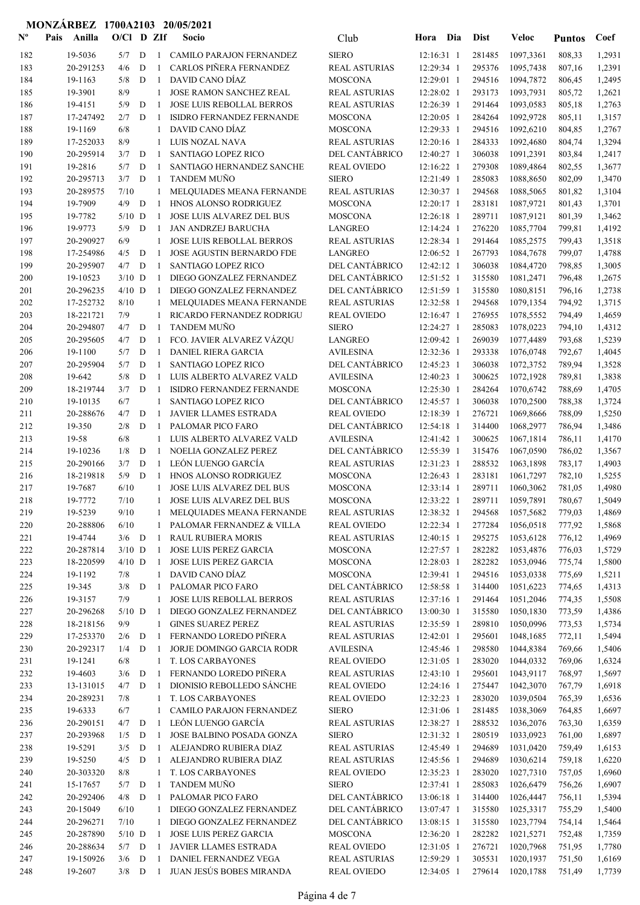MONZÁRBEZ 1700A2103 20/05/2021

| Nº | Pais | Anilla | O/Cl | D | ZIf | Socio | Club | Hora | Dia | Dist | Veloc | Puntos | Coef |
|---|---|---|---|---|---|---|---|---|---|---|---|---|---|
| 182 | | 19-5036 | 5/7 | D | 1 | CAMILO PARAJON FERNANDEZ | SIERO | 12:16:31 | 1 | 281485 | 1097,3361 | 808,33 | 1,2931 |
| 183 | | 20-291253 | 4/6 | D | 1 | CARLOS PIÑERA FERNANDEZ | REAL ASTURIAS | 12:29:34 | 1 | 295376 | 1095,7438 | 807,16 | 1,2391 |
| 184 | | 19-1163 | 5/8 | D | 1 | DAVID CANO DÍAZ | MOSCONA | 12:29:01 | 1 | 294516 | 1094,7872 | 806,45 | 1,2495 |
| 185 | | 19-3901 | 8/9 | | 1 | JOSE RAMON SANCHEZ REAL | REAL ASTURIAS | 12:28:02 | 1 | 293173 | 1093,7931 | 805,72 | 1,2621 |
| 186 | | 19-4151 | 5/9 | D | 1 | JOSE LUIS REBOLLAL BERROS | REAL ASTURIAS | 12:26:39 | 1 | 291464 | 1093,0583 | 805,18 | 1,2763 |
| 187 | | 17-247492 | 2/7 | D | 1 | ISIDRO FERNANDEZ FERNANDE | MOSCONA | 12:20:05 | 1 | 284264 | 1092,9728 | 805,11 | 1,3157 |
| 188 | | 19-1169 | 6/8 | | 1 | DAVID CANO DÍAZ | MOSCONA | 12:29:33 | 1 | 294516 | 1092,6210 | 804,85 | 1,2767 |
| 189 | | 17-252033 | 8/9 | | 1 | LUIS NOZAL NAVA | REAL ASTURIAS | 12:20:16 | 1 | 284333 | 1092,4680 | 804,74 | 1,3294 |
| 190 | | 20-295914 | 3/7 | D | 1 | SANTIAGO LOPEZ RICO | DEL CANTÁBRICO | 12:40:27 | 1 | 306038 | 1091,2391 | 803,84 | 1,2417 |
| 191 | | 19-2816 | 5/7 | D | 1 | SANTIAGO HERNANDEZ SANCHE | REAL OVIEDO | 12:16:22 | 1 | 279308 | 1089,4864 | 802,55 | 1,3677 |
| 192 | | 20-295713 | 3/7 | D | 1 | TANDEM MUÑO | SIERO | 12:21:49 | 1 | 285083 | 1088,8650 | 802,09 | 1,3470 |
| 193 | | 20-289575 | 7/10 | | 1 | MELQUIADES MEANA FERNANDE | REAL ASTURIAS | 12:30:37 | 1 | 294568 | 1088,5065 | 801,82 | 1,3104 |
| 194 | | 19-7909 | 4/9 | D | 1 | HNOS ALONSO RODRIGUEZ | MOSCONA | 12:20:17 | 1 | 283181 | 1087,9721 | 801,43 | 1,3701 |
| 195 | | 19-7782 | 5/10 | D | 1 | JOSE LUIS ALVAREZ DEL BUS | MOSCONA | 12:26:18 | 1 | 289711 | 1087,9121 | 801,39 | 1,3462 |
| 196 | | 19-9773 | 5/9 | D | 1 | JAN ANDRZEJ BARUCHA | LANGREO | 12:14:24 | 1 | 276220 | 1085,7704 | 799,81 | 1,4192 |
| 197 | | 20-290927 | 6/9 | | 1 | JOSE LUIS REBOLLAL BERROS | REAL ASTURIAS | 12:28:34 | 1 | 291464 | 1085,2575 | 799,43 | 1,3518 |
| 198 | | 17-254986 | 4/5 | D | 1 | JOSE AGUSTIN BERNARDO FDE | LANGREO | 12:06:52 | 1 | 267793 | 1084,7678 | 799,07 | 1,4788 |
| 199 | | 20-295907 | 4/7 | D | 1 | SANTIAGO LOPEZ RICO | DEL CANTÁBRICO | 12:42:12 | 1 | 306038 | 1084,4720 | 798,85 | 1,3005 |
| 200 | | 19-10523 | 3/10 | D | 1 | DIEGO GONZALEZ FERNANDEZ | DEL CANTÁBRICO | 12:51:52 | 1 | 315580 | 1081,2471 | 796,48 | 1,2675 |
| 201 | | 20-296235 | 4/10 | D | 1 | DIEGO GONZALEZ FERNANDEZ | DEL CANTÁBRICO | 12:51:59 | 1 | 315580 | 1080,8151 | 796,16 | 1,2738 |
| 202 | | 17-252732 | 8/10 | | 1 | MELQUIADES MEANA FERNANDE | REAL ASTURIAS | 12:32:58 | 1 | 294568 | 1079,1354 | 794,92 | 1,3715 |
| 203 | | 18-221721 | 7/9 | | 1 | RICARDO FERNANDEZ RODRIGU | REAL OVIEDO | 12:16:47 | 1 | 276955 | 1078,5552 | 794,49 | 1,4659 |
| 204 | | 20-294807 | 4/7 | D | 1 | TANDEM MUÑO | SIERO | 12:24:27 | 1 | 285083 | 1078,0223 | 794,10 | 1,4312 |
| 205 | | 20-295605 | 4/7 | D | 1 | FCO. JAVIER ALVAREZ VÁZQU | LANGREO | 12:09:42 | 1 | 269039 | 1077,4489 | 793,68 | 1,5239 |
| 206 | | 19-1100 | 5/7 | D | 1 | DANIEL RIERA GARCIA | AVILESINA | 12:32:36 | 1 | 293338 | 1076,0748 | 792,67 | 1,4045 |
| 207 | | 20-295904 | 5/7 | D | 1 | SANTIAGO LOPEZ RICO | DEL CANTÁBRICO | 12:45:23 | 1 | 306038 | 1072,3752 | 789,94 | 1,3528 |
| 208 | | 19-642 | 5/8 | D | 1 | LUIS ALBERTO ALVAREZ VALD | AVILESINA | 12:40:23 | 1 | 300625 | 1072,1928 | 789,81 | 1,3838 |
| 209 | | 18-219744 | 3/7 | D | 1 | ISIDRO FERNANDEZ FERNANDE | MOSCONA | 12:25:30 | 1 | 284264 | 1070,6742 | 788,69 | 1,4705 |
| 210 | | 19-10135 | 6/7 | | 1 | SANTIAGO LOPEZ RICO | DEL CANTÁBRICO | 12:45:57 | 1 | 306038 | 1070,2500 | 788,38 | 1,3724 |
| 211 | | 20-288676 | 4/7 | D | 1 | JAVIER LLAMES ESTRADA | REAL OVIEDO | 12:18:39 | 1 | 276721 | 1069,8666 | 788,09 | 1,5250 |
| 212 | | 19-350 | 2/8 | D | 1 | PALOMAR PICO FARO | DEL CANTÁBRICO | 12:54:18 | 1 | 314400 | 1068,2977 | 786,94 | 1,3486 |
| 213 | | 19-58 | 6/8 | | 1 | LUIS ALBERTO ALVAREZ VALD | AVILESINA | 12:41:42 | 1 | 300625 | 1067,1814 | 786,11 | 1,4170 |
| 214 | | 19-10236 | 1/8 | D | 1 | NOELIA GONZALEZ PEREZ | DEL CANTÁBRICO | 12:55:39 | 1 | 315476 | 1067,0590 | 786,02 | 1,3567 |
| 215 | | 20-290166 | 3/7 | D | 1 | LEÓN LUENGO GARCÍA | REAL ASTURIAS | 12:31:23 | 1 | 288532 | 1063,1898 | 783,17 | 1,4903 |
| 216 | | 18-219818 | 5/9 | D | 1 | HNOS ALONSO RODRIGUEZ | MOSCONA | 12:26:43 | 1 | 283181 | 1061,7297 | 782,10 | 1,5255 |
| 217 | | 19-7687 | 6/10 | | 1 | JOSE LUIS ALVAREZ DEL BUS | MOSCONA | 12:33:14 | 1 | 289711 | 1060,3062 | 781,05 | 1,4980 |
| 218 | | 19-7772 | 7/10 | | 1 | JOSE LUIS ALVAREZ DEL BUS | MOSCONA | 12:33:22 | 1 | 289711 | 1059,7891 | 780,67 | 1,5049 |
| 219 | | 19-5239 | 9/10 | | 1 | MELQUIADES MEANA FERNANDE | REAL ASTURIAS | 12:38:32 | 1 | 294568 | 1057,5682 | 779,03 | 1,4869 |
| 220 | | 20-288806 | 6/10 | | 1 | PALOMAR FERNANDEZ & VILLA | REAL OVIEDO | 12:22:34 | 1 | 277284 | 1056,0518 | 777,92 | 1,5868 |
| 221 | | 19-4744 | 3/6 | D | 1 | RAUL RUBIERA MORIS | REAL ASTURIAS | 12:40:15 | 1 | 295275 | 1053,6128 | 776,12 | 1,4969 |
| 222 | | 20-287814 | 3/10 | D | 1 | JOSE LUIS PEREZ GARCIA | MOSCONA | 12:27:57 | 1 | 282282 | 1053,4876 | 776,03 | 1,5729 |
| 223 | | 18-220599 | 4/10 | D | 1 | JOSE LUIS PEREZ GARCIA | MOSCONA | 12:28:03 | 1 | 282282 | 1053,0946 | 775,74 | 1,5800 |
| 224 | | 19-1192 | 7/8 | | 1 | DAVID CANO DÍAZ | MOSCONA | 12:39:41 | 1 | 294516 | 1053,0338 | 775,69 | 1,5211 |
| 225 | | 19-345 | 3/8 | D | 1 | PALOMAR PICO FARO | DEL CANTÁBRICO | 12:58:58 | 1 | 314400 | 1051,6223 | 774,65 | 1,4313 |
| 226 | | 19-3157 | 7/9 | | 1 | JOSE LUIS REBOLLAL BERROS | REAL ASTURIAS | 12:37:16 | 1 | 291464 | 1051,2046 | 774,35 | 1,5508 |
| 227 | | 20-296268 | 5/10 | D | 1 | DIEGO GONZALEZ FERNANDEZ | DEL CANTÁBRICO | 13:00:30 | 1 | 315580 | 1050,1830 | 773,59 | 1,4386 |
| 228 | | 18-218156 | 9/9 | | 1 | GINES SUAREZ PEREZ | REAL ASTURIAS | 12:35:59 | 1 | 289810 | 1050,0996 | 773,53 | 1,5734 |
| 229 | | 17-253370 | 2/6 | D | 1 | FERNANDO LOREDO PIÑERA | REAL ASTURIAS | 12:42:01 | 1 | 295601 | 1048,1685 | 772,11 | 1,5494 |
| 230 | | 20-292317 | 1/4 | D | 1 | JORGE DOMINGO GARCIA RODR | AVILESINA | 12:45:46 | 1 | 298580 | 1044,8384 | 769,66 | 1,5406 |
| 231 | | 19-1241 | 6/8 | | 1 | T. LOS CARBAYONES | REAL OVIEDO | 12:31:05 | 1 | 283020 | 1044,0332 | 769,06 | 1,6324 |
| 232 | | 19-4603 | 3/6 | D | 1 | FERNANDO LOREDO PIÑERA | REAL ASTURIAS | 12:43:10 | 1 | 295601 | 1043,9117 | 768,97 | 1,5697 |
| 233 | | 13-131015 | 4/7 | D | 1 | DIONISIO REBOLLEDO SÁNCHE | REAL OVIEDO | 12:24:16 | 1 | 275447 | 1042,3070 | 767,79 | 1,6918 |
| 234 | | 20-289231 | 7/8 | | 1 | T. LOS CARBAYONES | REAL OVIEDO | 12:32:23 | 1 | 283020 | 1039,0504 | 765,39 | 1,6536 |
| 235 | | 19-6333 | 6/7 | | 1 | CAMILO PARAJON FERNANDEZ | SIERO | 12:31:06 | 1 | 281485 | 1038,3069 | 764,85 | 1,6697 |
| 236 | | 20-290151 | 4/7 | D | 1 | LEÓN LUENGO GARCÍA | REAL ASTURIAS | 12:38:27 | 1 | 288532 | 1036,2076 | 763,30 | 1,6359 |
| 237 | | 20-293968 | 1/5 | D | 1 | JOSE BALBINO POSADA GONZA | SIERO | 12:31:32 | 1 | 280519 | 1033,0923 | 761,00 | 1,6897 |
| 238 | | 19-5291 | 3/5 | D | 1 | ALEJANDRO RUBIERA DIAZ | REAL ASTURIAS | 12:45:49 | 1 | 294689 | 1031,0420 | 759,49 | 1,6153 |
| 239 | | 19-5250 | 4/5 | D | 1 | ALEJANDRO RUBIERA DIAZ | REAL ASTURIAS | 12:45:56 | 1 | 294689 | 1030,6214 | 759,18 | 1,6220 |
| 240 | | 20-303320 | 8/8 | | 1 | T. LOS CARBAYONES | REAL OVIEDO | 12:35:23 | 1 | 283020 | 1027,7310 | 757,05 | 1,6960 |
| 241 | | 15-17657 | 5/7 | D | 1 | TANDEM MUÑO | SIERO | 12:37:41 | 1 | 285083 | 1026,6479 | 756,26 | 1,6907 |
| 242 | | 20-292406 | 4/8 | D | 1 | PALOMAR PICO FARO | DEL CANTÁBRICO | 13:06:18 | 1 | 314400 | 1026,4447 | 756,11 | 1,5394 |
| 243 | | 20-15049 | 6/10 | | 1 | DIEGO GONZALEZ FERNANDEZ | DEL CANTÁBRICO | 13:07:47 | 1 | 315580 | 1025,3317 | 755,29 | 1,5400 |
| 244 | | 20-296271 | 7/10 | | 1 | DIEGO GONZALEZ FERNANDEZ | DEL CANTÁBRICO | 13:08:15 | 1 | 315580 | 1023,7794 | 754,14 | 1,5464 |
| 245 | | 20-287890 | 5/10 | D | 1 | JOSE LUIS PEREZ GARCIA | MOSCONA | 12:36:20 | 1 | 282282 | 1021,5271 | 752,48 | 1,7359 |
| 246 | | 20-288634 | 5/7 | D | 1 | JAVIER LLAMES ESTRADA | REAL OVIEDO | 12:31:05 | 1 | 276721 | 1020,7968 | 751,95 | 1,7780 |
| 247 | | 19-150926 | 3/6 | D | 1 | DANIEL FERNANDEZ VEGA | REAL ASTURIAS | 12:59:29 | 1 | 305531 | 1020,1937 | 751,50 | 1,6169 |
| 248 | | 19-2607 | 3/8 | D | 1 | JUAN JESÚS BOBES MIRANDA | REAL OVIEDO | 12:34:05 | 1 | 279614 | 1020,1788 | 751,49 | 1,7739 |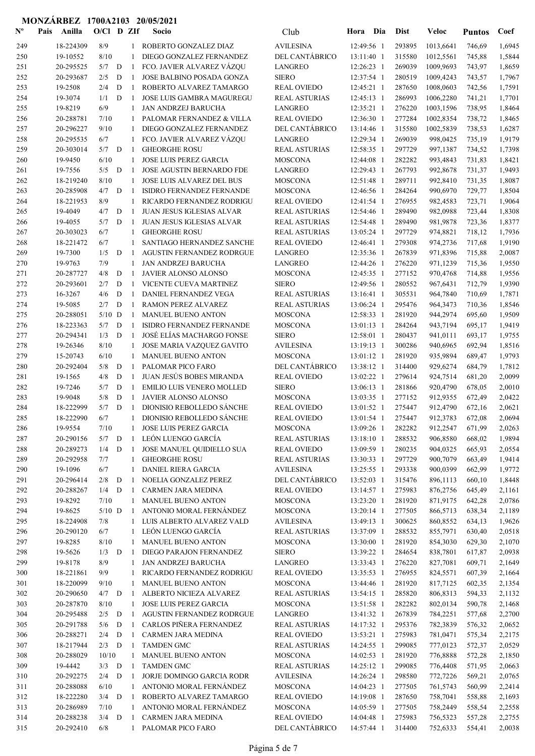**MONZÁRBEZ 1700A2103 20/05/2021**

| Nº | Pais | Anilla | O/Cl | D | ZIf | Socio | Club | Hora | Dia | Dist | Veloc | Puntos | Coef |
|---|---|---|---|---|---|---|---|---|---|---|---|---|---|
| 249 | | 18-224309 | 8/9 | | 1 | ROBERTO GONZALEZ DIAZ | AVILESINA | 12:49:56 | 1 | 293895 | 1013,6641 | 746,69 | 1,6945 |
| 250 | | 19-10552 | 8/10 | | 1 | DIEGO GONZALEZ FERNANDEZ | DEL CANTÁBRICO | 13:11:40 | 1 | 315580 | 1012,5561 | 745,88 | 1,5844 |
| 251 | | 20-295525 | 5/7 | D | 1 | FCO. JAVIER ALVAREZ VÁZQU | LANGREO | 12:26:23 | 1 | 269039 | 1009,9693 | 743,97 | 1,8659 |
| 252 | | 20-293687 | 2/5 | D | 1 | JOSE BALBINO POSADA GONZA | SIERO | 12:37:54 | 1 | 280519 | 1009,4243 | 743,57 | 1,7967 |
| 253 | | 19-2508 | 2/4 | D | 1 | ROBERTO ALVAREZ TAMARGO | REAL OVIEDO | 12:45:21 | 1 | 287650 | 1008,0603 | 742,56 | 1,7591 |
| 254 | | 19-3074 | 1/1 | D | 1 | JOSE LUIS GAMBRA MAGUREGU | REAL ASTURIAS | 12:45:13 | 1 | 286993 | 1006,2280 | 741,21 | 1,7701 |
| 255 | | 19-8219 | 6/9 | | 1 | JAN ANDRZEJ BARUCHA | LANGREO | 12:35:21 | 1 | 276220 | 1003,1596 | 738,95 | 1,8464 |
| 256 | | 20-288781 | 7/10 | | 1 | PALOMAR FERNANDEZ & VILLA | REAL OVIEDO | 12:36:30 | 1 | 277284 | 1002,8354 | 738,72 | 1,8465 |
| 257 | | 20-296227 | 9/10 | | 1 | DIEGO GONZALEZ FERNANDEZ | DEL CANTÁBRICO | 13:14:46 | 1 | 315580 | 1002,5839 | 738,53 | 1,6287 |
| 258 | | 20-295535 | 6/7 | | 1 | FCO. JAVIER ALVAREZ VÁZQU | LANGREO | 12:29:34 | 1 | 269039 | 998,0425 | 735,19 | 1,9179 |
| 259 | | 20-303014 | 5/7 | D | 1 | GHEORGHE ROSU | REAL ASTURIAS | 12:58:35 | 1 | 297729 | 997,1387 | 734,52 | 1,7398 |
| 260 | | 19-9450 | 6/10 | | 1 | JOSE LUIS PEREZ GARCIA | MOSCONA | 12:44:08 | 1 | 282282 | 993,4843 | 731,83 | 1,8421 |
| 261 | | 19-7556 | 5/5 | D | 1 | JOSE AGUSTIN BERNARDO FDE | LANGREO | 12:29:43 | 1 | 267793 | 992,8678 | 731,37 | 1,9493 |
| 262 | | 18-219240 | 8/10 | | 1 | JOSE LUIS ALVAREZ DEL BUS | MOSCONA | 12:51:48 | 1 | 289711 | 992,8410 | 731,35 | 1,8087 |
| 263 | | 20-285908 | 4/7 | D | 1 | ISIDRO FERNANDEZ FERNANDE | MOSCONA | 12:46:56 | 1 | 284264 | 990,6970 | 729,77 | 1,8504 |
| 264 | | 18-221953 | 8/9 | | 1 | RICARDO FERNANDEZ RODRIGU | REAL OVIEDO | 12:41:54 | 1 | 276955 | 982,4583 | 723,71 | 1,9064 |
| 265 | | 19-4049 | 4/7 | D | 1 | JUAN JESUS IGLESIAS ALVAR | REAL ASTURIAS | 12:54:46 | 1 | 289490 | 982,0988 | 723,44 | 1,8308 |
| 266 | | 19-4055 | 5/7 | D | 1 | JUAN JESUS IGLESIAS ALVAR | REAL ASTURIAS | 12:54:48 | 1 | 289490 | 981,9878 | 723,36 | 1,8377 |
| 267 | | 20-303023 | 6/7 | | 1 | GHEORGHE ROSU | REAL ASTURIAS | 13:05:24 | 1 | 297729 | 974,8821 | 718,12 | 1,7936 |
| 268 | | 18-221472 | 6/7 | | 1 | SANTIAGO HERNANDEZ SANCHE | REAL OVIEDO | 12:46:41 | 1 | 279308 | 974,2736 | 717,68 | 1,9190 |
| 269 | | 19-7300 | 1/5 | D | 1 | AGUSTIN FERNANDEZ RODRGUE | LANGREO | 12:35:36 | 1 | 267839 | 971,8396 | 715,88 | 2,0087 |
| 270 | | 19-9763 | 7/9 | | 1 | JAN ANDRZEJ BARUCHA | LANGREO | 12:44:26 | 1 | 276220 | 971,1239 | 715,36 | 1,9550 |
| 271 | | 20-287727 | 4/8 | D | 1 | JAVIER ALONSO ALONSO | MOSCONA | 12:45:35 | 1 | 277152 | 970,4768 | 714,88 | 1,9556 |
| 272 | | 20-293601 | 2/7 | D | 1 | VICENTE CUEVA MARTINEZ | SIERO | 12:49:56 | 1 | 280552 | 967,6431 | 712,79 | 1,9390 |
| 273 | | 16-3267 | 4/6 | D | 1 | DANIEL FERNANDEZ VEGA | REAL ASTURIAS | 13:16:41 | 1 | 305531 | 964,7840 | 710,69 | 1,7871 |
| 274 | | 19-5085 | 2/7 | D | 1 | RAMON PEREZ ALVAREZ | REAL ASTURIAS | 13:06:24 | 1 | 295476 | 964,3473 | 710,36 | 1,8546 |
| 275 | | 20-288051 | 5/10 | D | 1 | MANUEL BUENO ANTON | MOSCONA | 12:58:33 | 1 | 281920 | 944,2974 | 695,60 | 1,9509 |
| 276 | | 18-223363 | 5/7 | D | 1 | ISIDRO FERNANDEZ FERNANDE | MOSCONA | 13:01:13 | 1 | 284264 | 943,7194 | 695,17 | 1,9419 |
| 277 | | 20-294341 | 1/3 | D | 1 | JOSÉ ELÍAS MACHARGO FONSE | SIERO | 12:58:01 | 1 | 280437 | 941,0111 | 693,17 | 1,9755 |
| 278 | | 19-26346 | 8/10 | | 1 | JOSE MARIA VAZQUEZ GAVITO | AVILESINA | 13:19:13 | 1 | 300286 | 940,6965 | 692,94 | 1,8516 |
| 279 | | 15-20743 | 6/10 | | 1 | MANUEL BUENO ANTON | MOSCONA | 13:01:12 | 1 | 281920 | 935,9894 | 689,47 | 1,9793 |
| 280 | | 20-292404 | 5/8 | D | 1 | PALOMAR PICO FARO | DEL CANTÁBRICO | 13:38:12 | 1 | 314400 | 929,6274 | 684,79 | 1,7812 |
| 281 | | 19-1565 | 4/8 | D | 1 | JUAN JESÚS BOBES MIRANDA | REAL OVIEDO | 13:02:22 | 1 | 279614 | 924,7514 | 681,20 | 2,0099 |
| 282 | | 19-7246 | 5/7 | D | 1 | EMILIO LUIS VENERO MOLLED | SIERO | 13:06:13 | 1 | 281866 | 920,4790 | 678,05 | 2,0010 |
| 283 | | 19-9048 | 5/8 | D | 1 | JAVIER ALONSO ALONSO | MOSCONA | 13:03:35 | 1 | 277152 | 912,9355 | 672,49 | 2,0422 |
| 284 | | 18-222999 | 5/7 | D | 1 | DIONISIO REBOLLEDO SÁNCHE | REAL OVIEDO | 13:01:52 | 1 | 275447 | 912,4790 | 672,16 | 2,0621 |
| 285 | | 18-222990 | 6/7 | | 1 | DIONISIO REBOLLEDO SÁNCHE | REAL OVIEDO | 13:01:54 | 1 | 275447 | 912,3783 | 672,08 | 2,0694 |
| 286 | | 19-9554 | 7/10 | | 1 | JOSE LUIS PEREZ GARCIA | MOSCONA | 13:09:26 | 1 | 282282 | 912,2547 | 671,99 | 2,0263 |
| 287 | | 20-290156 | 5/7 | D | 1 | LEÓN LUENGO GARCÍA | REAL ASTURIAS | 13:18:10 | 1 | 288532 | 906,8580 | 668,02 | 1,9894 |
| 288 | | 20-289273 | 1/4 | D | 1 | JOSE MANUEL QUIDIELLO SUA | REAL OVIEDO | 13:09:59 | 1 | 280235 | 904,0325 | 665,93 | 2,0554 |
| 289 | | 20-292958 | 7/7 | | 1 | GHEORGHE ROSU | REAL ASTURIAS | 13:30:33 | 1 | 297729 | 900,7079 | 663,49 | 1,9414 |
| 290 | | 19-1096 | 6/7 | | 1 | DANIEL RIERA GARCIA | AVILESINA | 13:25:55 | 1 | 293338 | 900,0399 | 662,99 | 1,9772 |
| 291 | | 20-296414 | 2/8 | D | 1 | NOELIA GONZALEZ PEREZ | DEL CANTÁBRICO | 13:52:03 | 1 | 315476 | 896,1113 | 660,10 | 1,8448 |
| 292 | | 20-288267 | 1/4 | D | 1 | CARMEN JARA MEDINA | REAL OVIEDO | 13:14:57 | 1 | 275983 | 876,2756 | 645,49 | 2,1161 |
| 293 | | 19-8292 | 7/10 | | 1 | MANUEL BUENO ANTON | MOSCONA | 13:23:20 | 1 | 281920 | 871,9175 | 642,28 | 2,0786 |
| 294 | | 19-8625 | 5/10 | D | 1 | ANTONIO MORAL FERNÁNDEZ | MOSCONA | 13:20:14 | 1 | 277505 | 866,5713 | 638,34 | 2,1189 |
| 295 | | 18-224908 | 7/8 | | 1 | LUIS ALBERTO ALVAREZ VALD | AVILESINA | 13:49:13 | 1 | 300625 | 860,8552 | 634,13 | 1,9626 |
| 296 | | 20-290120 | 6/7 | | 1 | LEÓN LUENGO GARCÍA | REAL ASTURIAS | 13:37:09 | 1 | 288532 | 855,7971 | 630,40 | 2,0518 |
| 297 | | 19-8285 | 8/10 | | 1 | MANUEL BUENO ANTON | MOSCONA | 13:30:00 | 1 | 281920 | 854,3030 | 629,30 | 2,1070 |
| 298 | | 19-5626 | 1/3 | D | 1 | DIEGO PARAJON FERNANDEZ | SIERO | 13:39:22 | 1 | 284654 | 838,7801 | 617,87 | 2,0938 |
| 299 | | 19-8178 | 8/9 | | 1 | JAN ANDRZEJ BARUCHA | LANGREO | 13:33:43 | 1 | 276220 | 827,7081 | 609,71 | 2,1649 |
| 300 | | 18-221861 | 9/9 | | 1 | RICARDO FERNANDEZ RODRIGU | REAL OVIEDO | 13:35:53 | 1 | 276955 | 824,5571 | 607,39 | 2,1664 |
| 301 | | 18-220099 | 9/10 | | 1 | MANUEL BUENO ANTON | MOSCONA | 13:44:26 | 1 | 281920 | 817,7125 | 602,35 | 2,1354 |
| 302 | | 20-290650 | 4/7 | D | 1 | ALBERTO NICIEZA ALVAREZ | REAL ASTURIAS | 13:54:15 | 1 | 285820 | 806,8313 | 594,33 | 2,1132 |
| 303 | | 20-287870 | 8/10 | | 1 | JOSE LUIS PEREZ GARCIA | MOSCONA | 13:51:58 | 1 | 282282 | 802,0134 | 590,78 | 2,1468 |
| 304 | | 20-295488 | 2/5 | D | 1 | AGUSTIN FERNANDEZ RODRGUE | LANGREO | 13:41:32 | 1 | 267839 | 784,2251 | 577,68 | 2,2700 |
| 305 | | 20-291788 | 5/6 | D | 1 | CARLOS PIÑERA FERNANDEZ | REAL ASTURIAS | 14:17:32 | 1 | 295376 | 782,3839 | 576,32 | 2,0652 |
| 306 | | 20-288271 | 2/4 | D | 1 | CARMEN JARA MEDINA | REAL OVIEDO | 13:53:21 | 1 | 275983 | 781,0471 | 575,34 | 2,2175 |
| 307 | | 18-217944 | 2/3 | D | 1 | TAMDEN GMC | REAL ASTURIAS | 14:24:55 | 1 | 299085 | 777,0123 | 572,37 | 2,0529 |
| 308 | | 20-288029 | 10/10 | | 1 | MANUEL BUENO ANTON | MOSCONA | 14:02:53 | 1 | 281920 | 776,8888 | 572,28 | 2,1850 |
| 309 | | 19-4442 | 3/3 | D | 1 | TAMDEN GMC | REAL ASTURIAS | 14:25:12 | 1 | 299085 | 776,4408 | 571,95 | 2,0663 |
| 310 | | 20-292275 | 2/4 | D | 1 | JORJE DOMINGO GARCIA RODR | AVILESINA | 14:26:24 | 1 | 298580 | 772,7226 | 569,21 | 2,0765 |
| 311 | | 20-288088 | 6/10 | | 1 | ANTONIO MORAL FERNÁNDEZ | MOSCONA | 14:04:23 | 1 | 277505 | 761,5743 | 560,99 | 2,2414 |
| 312 | | 18-222280 | 3/4 | D | 1 | ROBERTO ALVAREZ TAMARGO | REAL OVIEDO | 14:19:08 | 1 | 287650 | 758,7041 | 558,88 | 2,1693 |
| 313 | | 20-286989 | 7/10 | | 1 | ANTONIO MORAL FERNÁNDEZ | MOSCONA | 14:05:59 | 1 | 277505 | 758,2449 | 558,54 | 2,2558 |
| 314 | | 20-288238 | 3/4 | D | 1 | CARMEN JARA MEDINA | REAL OVIEDO | 14:04:48 | 1 | 275983 | 756,5323 | 557,28 | 2,2755 |
| 315 | | 20-292410 | 6/8 | | 1 | PALOMAR PICO FARO | DEL CANTÁBRICO | 14:57:44 | 1 | 314400 | 752,6333 | 554,41 | 2,0038 |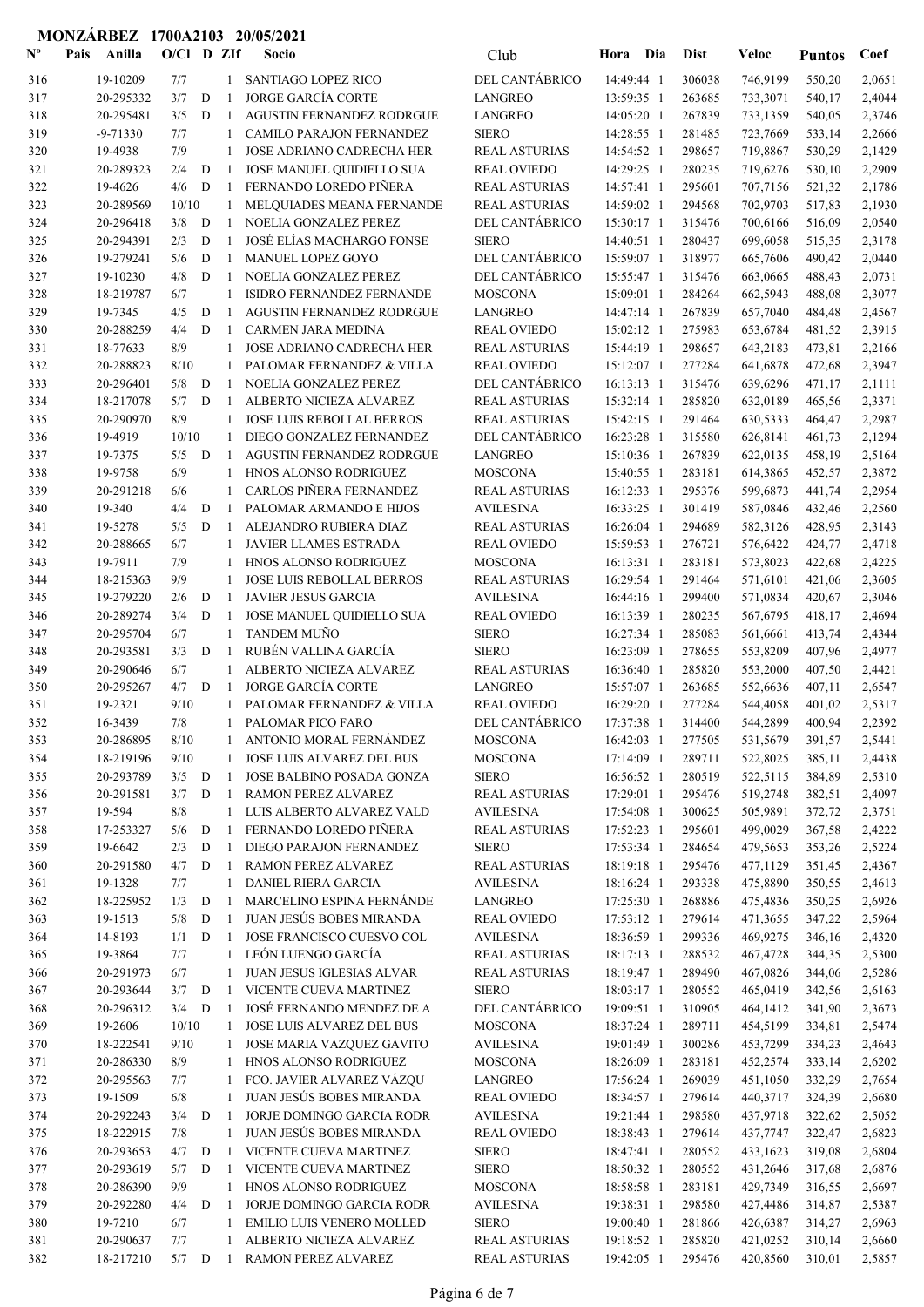**MONZÁRBEZ 1700A2103 20/05/2021**

| Nº | Pais | Anilla | O/Cl | D | ZIf | Socio | Club | Hora | Dia | Dist | Veloc | Puntos | Coef |
|---|---|---|---|---|---|---|---|---|---|---|---|---|---|
| 316 | | 19-10209 | 7/7 | | 1 | SANTIAGO LOPEZ RICO | DEL CANTÁBRICO | 14:49:44 | 1 | 306038 | 746,9199 | 550,20 | 2,0651 |
| 317 | | 20-295332 | 3/7 | D | 1 | JORGE GARCÍA CORTE | LANGREO | 13:59:35 | 1 | 263685 | 733,3071 | 540,17 | 2,4044 |
| 318 | | 20-295481 | 3/5 | D | 1 | AGUSTIN FERNANDEZ RODRGUE | LANGREO | 14:05:20 | 1 | 267839 | 733,1359 | 540,05 | 2,3746 |
| 319 | | -9-71330 | 7/7 | | 1 | CAMILO PARAJON FERNANDEZ | SIERO | 14:28:55 | 1 | 281485 | 723,7669 | 533,14 | 2,2666 |
| 320 | | 19-4938 | 7/9 | | 1 | JOSE ADRIANO CADRECHA HER | REAL ASTURIAS | 14:54:52 | 1 | 298657 | 719,8867 | 530,29 | 2,1429 |
| 321 | | 20-289323 | 2/4 | D | 1 | JOSE MANUEL QUIDIELLO SUA | REAL OVIEDO | 14:29:25 | 1 | 280235 | 719,6276 | 530,10 | 2,2909 |
| 322 | | 19-4626 | 4/6 | D | 1 | FERNANDO LOREDO PIÑERA | REAL ASTURIAS | 14:57:41 | 1 | 295601 | 707,7156 | 521,32 | 2,1786 |
| 323 | | 20-289569 | 10/10 | | 1 | MELQUIADES MEANA FERNANDE | REAL ASTURIAS | 14:59:02 | 1 | 294568 | 702,9703 | 517,83 | 2,1930 |
| 324 | | 20-296418 | 3/8 | D | 1 | NOELIA GONZALEZ PEREZ | DEL CANTÁBRICO | 15:30:17 | 1 | 315476 | 700,6166 | 516,09 | 2,0540 |
| 325 | | 20-294391 | 2/3 | D | 1 | JOSÉ ELÍAS MACHARGO FONSE | SIERO | 14:40:51 | 1 | 280437 | 699,6058 | 515,35 | 2,3178 |
| 326 | | 19-279241 | 5/6 | D | 1 | MANUEL LOPEZ GOYO | DEL CANTÁBRICO | 15:59:07 | 1 | 318977 | 665,7606 | 490,42 | 2,0440 |
| 327 | | 19-10230 | 4/8 | D | 1 | NOELIA GONZALEZ PEREZ | DEL CANTÁBRICO | 15:55:47 | 1 | 315476 | 663,0665 | 488,43 | 2,0731 |
| 328 | | 18-219787 | 6/7 | | 1 | ISIDRO FERNANDEZ FERNANDE | MOSCONA | 15:09:01 | 1 | 284264 | 662,5943 | 488,08 | 2,3077 |
| 329 | | 19-7345 | 4/5 | D | 1 | AGUSTIN FERNANDEZ RODRGUE | LANGREO | 14:47:14 | 1 | 267839 | 657,7040 | 484,48 | 2,4567 |
| 330 | | 20-288259 | 4/4 | D | 1 | CARMEN JARA MEDINA | REAL OVIEDO | 15:02:12 | 1 | 275983 | 653,6784 | 481,52 | 2,3915 |
| 331 | | 18-77633 | 8/9 | | 1 | JOSE ADRIANO CADRECHA HER | REAL ASTURIAS | 15:44:19 | 1 | 298657 | 643,2183 | 473,81 | 2,2166 |
| 332 | | 20-288823 | 8/10 | | 1 | PALOMAR FERNANDEZ & VILLA | REAL OVIEDO | 15:12:07 | 1 | 277284 | 641,6878 | 472,68 | 2,3947 |
| 333 | | 20-296401 | 5/8 | D | 1 | NOELIA GONZALEZ PEREZ | DEL CANTÁBRICO | 16:13:13 | 1 | 315476 | 639,6296 | 471,17 | 2,1111 |
| 334 | | 18-217078 | 5/7 | D | 1 | ALBERTO NICIEZA ALVAREZ | REAL ASTURIAS | 15:32:14 | 1 | 285820 | 632,0189 | 465,56 | 2,3371 |
| 335 | | 20-290970 | 8/9 | | 1 | JOSE LUIS REBOLLAL BERROS | REAL ASTURIAS | 15:42:15 | 1 | 291464 | 630,5333 | 464,47 | 2,2987 |
| 336 | | 19-4919 | 10/10 | | 1 | DIEGO GONZALEZ FERNANDEZ | DEL CANTÁBRICO | 16:23:28 | 1 | 315580 | 626,8141 | 461,73 | 2,1294 |
| 337 | | 19-7375 | 5/5 | D | 1 | AGUSTIN FERNANDEZ RODRGUE | LANGREO | 15:10:36 | 1 | 267839 | 622,0135 | 458,19 | 2,5164 |
| 338 | | 19-9758 | 6/9 | | 1 | HNOS ALONSO RODRIGUEZ | MOSCONA | 15:40:55 | 1 | 283181 | 614,3865 | 452,57 | 2,3872 |
| 339 | | 20-291218 | 6/6 | | 1 | CARLOS PIÑERA FERNANDEZ | REAL ASTURIAS | 16:12:33 | 1 | 295376 | 599,6873 | 441,74 | 2,2954 |
| 340 | | 19-340 | 4/4 | D | 1 | PALOMAR ARMANDO E HIJOS | AVILESINA | 16:33:25 | 1 | 301419 | 587,0846 | 432,46 | 2,2560 |
| 341 | | 19-5278 | 5/5 | D | 1 | ALEJANDRO RUBIERA DIAZ | REAL ASTURIAS | 16:26:04 | 1 | 294689 | 582,3126 | 428,95 | 2,3143 |
| 342 | | 20-288665 | 6/7 | | 1 | JAVIER LLAMES ESTRADA | REAL OVIEDO | 15:59:53 | 1 | 276721 | 576,6422 | 424,77 | 2,4718 |
| 343 | | 19-7911 | 7/9 | | 1 | HNOS ALONSO RODRIGUEZ | MOSCONA | 16:13:31 | 1 | 283181 | 573,8023 | 422,68 | 2,4225 |
| 344 | | 18-215363 | 9/9 | | 1 | JOSE LUIS REBOLLAL BERROS | REAL ASTURIAS | 16:29:54 | 1 | 291464 | 571,6101 | 421,06 | 2,3605 |
| 345 | | 19-279220 | 2/6 | D | 1 | JAVIER JESUS GARCIA | AVILESINA | 16:44:16 | 1 | 299400 | 571,0834 | 420,67 | 2,3046 |
| 346 | | 20-289274 | 3/4 | D | 1 | JOSE MANUEL QUIDIELLO SUA | REAL OVIEDO | 16:13:39 | 1 | 280235 | 567,6795 | 418,17 | 2,4694 |
| 347 | | 20-295704 | 6/7 | | 1 | TANDEM MUÑO | SIERO | 16:27:34 | 1 | 285083 | 561,6661 | 413,74 | 2,4344 |
| 348 | | 20-293581 | 3/3 | D | 1 | RUBÉN VALLINA GARCÍA | SIERO | 16:23:09 | 1 | 278655 | 553,8209 | 407,96 | 2,4977 |
| 349 | | 20-290646 | 6/7 | | 1 | ALBERTO NICIEZA ALVAREZ | REAL ASTURIAS | 16:36:40 | 1 | 285820 | 553,2000 | 407,50 | 2,4421 |
| 350 | | 20-295267 | 4/7 | D | 1 | JORGE GARCÍA CORTE | LANGREO | 15:57:07 | 1 | 263685 | 552,6636 | 407,11 | 2,6547 |
| 351 | | 19-2321 | 9/10 | | 1 | PALOMAR FERNANDEZ & VILLA | REAL OVIEDO | 16:29:20 | 1 | 277284 | 544,4058 | 401,02 | 2,5317 |
| 352 | | 16-3439 | 7/8 | | 1 | PALOMAR PICO FARO | DEL CANTÁBRICO | 17:37:38 | 1 | 314400 | 544,2899 | 400,94 | 2,2392 |
| 353 | | 20-286895 | 8/10 | | 1 | ANTONIO MORAL FERNÁNDEZ | MOSCONA | 16:42:03 | 1 | 277505 | 531,5679 | 391,57 | 2,5441 |
| 354 | | 18-219196 | 9/10 | | 1 | JOSE LUIS ALVAREZ DEL BUS | MOSCONA | 17:14:09 | 1 | 289711 | 522,8025 | 385,11 | 2,4438 |
| 355 | | 20-293789 | 3/5 | D | 1 | JOSE BALBINO POSADA GONZA | SIERO | 16:56:52 | 1 | 280519 | 522,5115 | 384,89 | 2,5310 |
| 356 | | 20-291581 | 3/7 | D | 1 | RAMON PEREZ ALVAREZ | REAL ASTURIAS | 17:29:01 | 1 | 295476 | 519,2748 | 382,51 | 2,4097 |
| 357 | | 19-594 | 8/8 | | 1 | LUIS ALBERTO ALVAREZ VALD | AVILESINA | 17:54:08 | 1 | 300625 | 505,9891 | 372,72 | 2,3751 |
| 358 | | 17-253327 | 5/6 | D | 1 | FERNANDO LOREDO PIÑERA | REAL ASTURIAS | 17:52:23 | 1 | 295601 | 499,0029 | 367,58 | 2,4222 |
| 359 | | 19-6642 | 2/3 | D | 1 | DIEGO PARAJON FERNANDEZ | SIERO | 17:53:34 | 1 | 284654 | 479,5653 | 353,26 | 2,5224 |
| 360 | | 20-291580 | 4/7 | D | 1 | RAMON PEREZ ALVAREZ | REAL ASTURIAS | 18:19:18 | 1 | 295476 | 477,1129 | 351,45 | 2,4367 |
| 361 | | 19-1328 | 7/7 | | 1 | DANIEL RIERA GARCIA | AVILESINA | 18:16:24 | 1 | 293338 | 475,8890 | 350,55 | 2,4613 |
| 362 | | 18-225952 | 1/3 | D | 1 | MARCELINO ESPINA FERNÁNDE | LANGREO | 17:25:30 | 1 | 268886 | 475,4836 | 350,25 | 2,6926 |
| 363 | | 19-1513 | 5/8 | D | 1 | JUAN JESÚS BOBES MIRANDA | REAL OVIEDO | 17:53:12 | 1 | 279614 | 471,3655 | 347,22 | 2,5964 |
| 364 | | 14-8193 | 1/1 | D | 1 | JOSE FRANCISCO CUESVO COL | AVILESINA | 18:36:59 | 1 | 299336 | 469,9275 | 346,16 | 2,4320 |
| 365 | | 19-3864 | 7/7 | | 1 | LEÓN LUENGO GARCÍA | REAL ASTURIAS | 18:17:13 | 1 | 288532 | 467,4728 | 344,35 | 2,5300 |
| 366 | | 20-291973 | 6/7 | | 1 | JUAN JESUS IGLESIAS ALVAR | REAL ASTURIAS | 18:19:47 | 1 | 289490 | 467,0826 | 344,06 | 2,5286 |
| 367 | | 20-293644 | 3/7 | D | 1 | VICENTE CUEVA MARTINEZ | SIERO | 18:03:17 | 1 | 280552 | 465,0419 | 342,56 | 2,6163 |
| 368 | | 20-296312 | 3/4 | D | 1 | JOSÉ FERNANDO MENDEZ DE A | DEL CANTÁBRICO | 19:09:51 | 1 | 310905 | 464,1412 | 341,90 | 2,3673 |
| 369 | | 19-2606 | 10/10 | | 1 | JOSE LUIS ALVAREZ DEL BUS | MOSCONA | 18:37:24 | 1 | 289711 | 454,5199 | 334,81 | 2,5474 |
| 370 | | 18-222541 | 9/10 | | 1 | JOSE MARIA VAZQUEZ GAVITO | AVILESINA | 19:01:49 | 1 | 300286 | 453,7299 | 334,23 | 2,4643 |
| 371 | | 20-286330 | 8/9 | | 1 | HNOS ALONSO RODRIGUEZ | MOSCONA | 18:26:09 | 1 | 283181 | 452,2574 | 333,14 | 2,6202 |
| 372 | | 20-295563 | 7/7 | | 1 | FCO. JAVIER ALVAREZ VÁZQU | LANGREO | 17:56:24 | 1 | 269039 | 451,1050 | 332,29 | 2,7654 |
| 373 | | 19-1509 | 6/8 | | 1 | JUAN JESÚS BOBES MIRANDA | REAL OVIEDO | 18:34:57 | 1 | 279614 | 440,3717 | 324,39 | 2,6680 |
| 374 | | 20-292243 | 3/4 | D | 1 | JORJE DOMINGO GARCIA RODR | AVILESINA | 19:21:44 | 1 | 298580 | 437,9718 | 322,62 | 2,5052 |
| 375 | | 18-222915 | 7/8 | | 1 | JUAN JESÚS BOBES MIRANDA | REAL OVIEDO | 18:38:43 | 1 | 279614 | 437,7747 | 322,47 | 2,6823 |
| 376 | | 20-293653 | 4/7 | D | 1 | VICENTE CUEVA MARTINEZ | SIERO | 18:47:41 | 1 | 280552 | 433,1623 | 319,08 | 2,6804 |
| 377 | | 20-293619 | 5/7 | D | 1 | VICENTE CUEVA MARTINEZ | SIERO | 18:50:32 | 1 | 280552 | 431,2646 | 317,68 | 2,6876 |
| 378 | | 20-286390 | 9/9 | | 1 | HNOS ALONSO RODRIGUEZ | MOSCONA | 18:58:58 | 1 | 283181 | 429,7349 | 316,55 | 2,6697 |
| 379 | | 20-292280 | 4/4 | D | 1 | JORJE DOMINGO GARCIA RODR | AVILESINA | 19:38:31 | 1 | 298580 | 427,4486 | 314,87 | 2,5387 |
| 380 | | 19-7210 | 6/7 | | 1 | EMILIO LUIS VENERO MOLLED | SIERO | 19:00:40 | 1 | 281866 | 426,6387 | 314,27 | 2,6963 |
| 381 | | 20-290637 | 7/7 | | 1 | ALBERTO NICIEZA ALVAREZ | REAL ASTURIAS | 19:18:52 | 1 | 285820 | 421,0252 | 310,14 | 2,6660 |
| 382 | | 18-217210 | 5/7 | D | 1 | RAMON PEREZ ALVAREZ | REAL ASTURIAS | 19:42:05 | 1 | 295476 | 420,8560 | 310,01 | 2,5857 |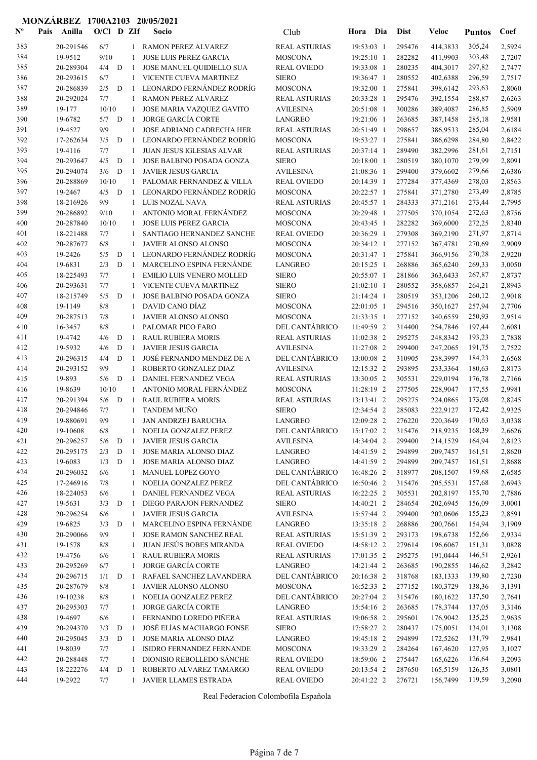**MONZÁRBEZ 1700A2103 20/05/2021**

| Nº | Pais | Anilla | O/Cl | D | ZIf | Socio | Club | Hora | Dia | Dist | Veloc | Puntos | Coef |
|---|---|---|---|---|---|---|---|---|---|---|---|---|---|
| 383 | | 20-291546 | 6/7 | | 1 | RAMON PEREZ ALVAREZ | REAL ASTURIAS | 19:53:03 | 1 | 295476 | 414,3833 | 305,24 | 2,5924 |
| 384 | | 19-9512 | 9/10 | | 1 | JOSE LUIS PEREZ GARCIA | MOSCONA | 19:25:10 | 1 | 282282 | 411,9903 | 303,48 | 2,7207 |
| 385 | | 20-289304 | 4/4 | D | 1 | JOSE MANUEL QUIDIELLO SUA | REAL OVIEDO | 19:33:08 | 1 | 280235 | 404,3017 | 297,82 | 2,7477 |
| 386 | | 20-293615 | 6/7 | | 1 | VICENTE CUEVA MARTINEZ | SIERO | 19:36:47 | 1 | 280552 | 402,6388 | 296,59 | 2,7517 |
| 387 | | 20-286839 | 2/5 | D | 1 | LEONARDO FERNÁNDEZ RODRÍG | MOSCONA | 19:32:00 | 1 | 275841 | 398,6142 | 293,63 | 2,8060 |
| 388 | | 20-292024 | 7/7 | | 1 | RAMON PEREZ ALVAREZ | REAL ASTURIAS | 20:33:28 | 1 | 295476 | 392,1554 | 288,87 | 2,6263 |
| 389 | | 19-177 | 10/10 | | 1 | JOSE MARIA VAZQUEZ GAVITO | AVILESINA | 20:51:08 | 1 | 300286 | 389,4087 | 286,85 | 2,5909 |
| 390 | | 19-6782 | 5/7 | D | 1 | JORGE GARCÍA CORTE | LANGREO | 19:21:06 | 1 | 263685 | 387,1458 | 285,18 | 2,9581 |
| 391 | | 19-4527 | 9/9 | | 1 | JOSE ADRIANO CADRECHA HER | REAL ASTURIAS | 20:51:49 | 1 | 298657 | 386,9533 | 285,04 | 2,6184 |
| 392 | | 17-262634 | 3/5 | D | 1 | LEONARDO FERNÁNDEZ RODRÍG | MOSCONA | 19:53:27 | 1 | 275841 | 386,6298 | 284,80 | 2,8422 |
| 393 | | 19-4116 | 7/7 | | 1 | JUAN JESUS IGLESIAS ALVAR | REAL ASTURIAS | 20:37:14 | 1 | 289490 | 382,2996 | 281,61 | 2,7151 |
| 394 | | 20-293647 | 4/5 | D | 1 | JOSE BALBINO POSADA GONZA | SIERO | 20:18:00 | 1 | 280519 | 380,1070 | 279,99 | 2,8091 |
| 395 | | 20-294074 | 3/6 | D | 1 | JAVIER JESUS GARCIA | AVILESINA | 21:08:36 | 1 | 299400 | 379,6602 | 279,66 | 2,6386 |
| 396 | | 20-288869 | 10/10 | | 1 | PALOMAR FERNANDEZ & VILLA | REAL OVIEDO | 20:14:39 | 1 | 277284 | 377,4369 | 278,03 | 2,8563 |
| 397 | | 19-2467 | 4/5 | D | 1 | LEONARDO FERNÁNDEZ RODRÍG | MOSCONA | 20:22:57 | 1 | 275841 | 371,2780 | 273,49 | 2,8785 |
| 398 | | 18-216926 | 9/9 | | 1 | LUIS NOZAL NAVA | REAL ASTURIAS | 20:45:57 | 1 | 284333 | 371,2161 | 273,44 | 2,7995 |
| 399 | | 20-286892 | 9/10 | | 1 | ANTONIO MORAL FERNÁNDEZ | MOSCONA | 20:29:48 | 1 | 277505 | 370,1054 | 272,63 | 2,8756 |
| 400 | | 20-287840 | 10/10 | | 1 | JOSE LUIS PEREZ GARCIA | MOSCONA | 20:43:45 | 1 | 282282 | 369,6000 | 272,25 | 2,8340 |
| 401 | | 18-221488 | 7/7 | | 1 | SANTIAGO HERNANDEZ SANCHE | REAL OVIEDO | 20:36:29 | 1 | 279308 | 369,2190 | 271,97 | 2,8714 |
| 402 | | 20-287677 | 6/8 | | 1 | JAVIER ALONSO ALONSO | MOSCONA | 20:34:12 | 1 | 277152 | 367,4781 | 270,69 | 2,9009 |
| 403 | | 19-2426 | 5/5 | D | 1 | LEONARDO FERNÁNDEZ RODRÍG | MOSCONA | 20:31:47 | 1 | 275841 | 366,9156 | 270,28 | 2,9220 |
| 404 | | 19-6831 | 2/3 | D | 1 | MARCELINO ESPINA FERNÁNDE | LANGREO | 20:15:25 | 1 | 268886 | 365,6240 | 269,33 | 3,0050 |
| 405 | | 18-225493 | 7/7 | | 1 | EMILIO LUIS VENERO MOLLED | SIERO | 20:55:07 | 1 | 281866 | 363,6433 | 267,87 | 2,8737 |
| 406 | | 20-293631 | 7/7 | | 1 | VICENTE CUEVA MARTINEZ | SIERO | 21:02:10 | 1 | 280552 | 358,6857 | 264,21 | 2,8943 |
| 407 | | 18-215749 | 5/5 | D | 1 | JOSE BALBINO POSADA GONZA | SIERO | 21:14:24 | 1 | 280519 | 353,1206 | 260,12 | 2,9018 |
| 408 | | 19-1149 | 8/8 | | 1 | DAVID CANO DÍAZ | MOSCONA | 22:01:05 | 1 | 294516 | 350,1627 | 257,94 | 2,7706 |
| 409 | | 20-287513 | 7/8 | | 1 | JAVIER ALONSO ALONSO | MOSCONA | 21:33:35 | 1 | 277152 | 340,6559 | 250,93 | 2,9514 |
| 410 | | 16-3457 | 8/8 | | 1 | PALOMAR PICO FARO | DEL CANTÁBRICO | 11:49:59 | 2 | 314400 | 254,7846 | 197,44 | 2,6081 |
| 411 | | 19-4742 | 4/6 | D | 1 | RAUL RUBIERA MORIS | REAL ASTURIAS | 11:02:38 | 2 | 295275 | 248,8342 | 193,23 | 2,7838 |
| 412 | | 19-5932 | 4/6 | D | 1 | JAVIER JESUS GARCIA | AVILESINA | 11:27:08 | 2 | 299400 | 247,2065 | 191,75 | 2,7522 |
| 413 | | 20-296315 | 4/4 | D | 1 | JOSÉ FERNANDO MENDEZ DE A | DEL CANTÁBRICO | 13:00:08 | 2 | 310905 | 238,3997 | 184,23 | 2,6568 |
| 414 | | 20-293152 | 9/9 | | 1 | ROBERTO GONZALEZ DIAZ | AVILESINA | 12:15:32 | 2 | 293895 | 233,3364 | 180,63 | 2,8173 |
| 415 | | 19-893 | 5/6 | D | 1 | DANIEL FERNANDEZ VEGA | REAL ASTURIAS | 13:30:05 | 2 | 305531 | 229,0194 | 176,78 | 2,7166 |
| 416 | | 19-8639 | 10/10 | | 1 | ANTONIO MORAL FERNÁNDEZ | MOSCONA | 11:28:19 | 2 | 277505 | 228,9047 | 177,55 | 2,9981 |
| 417 | | 20-291394 | 5/6 | D | 1 | RAUL RUBIERA MORIS | REAL ASTURIAS | 13:13:41 | 2 | 295275 | 224,0865 | 173,08 | 2,8245 |
| 418 | | 20-294846 | 7/7 | | 1 | TANDEM MUÑO | SIERO | 12:34:54 | 2 | 285083 | 222,9127 | 172,42 | 2,9325 |
| 419 | | 19-880691 | 9/9 | | 1 | JAN ANDRZEJ BARUCHA | LANGREO | 12:09:28 | 2 | 276220 | 220,3649 | 170,63 | 3,0338 |
| 420 | | 19-10608 | 6/8 | | 1 | NOELIA GONZALEZ PEREZ | DEL CANTÁBRICO | 15:17:02 | 2 | 315476 | 218,9235 | 168,39 | 2,6626 |
| 421 | | 20-296257 | 5/6 | D | 1 | JAVIER JESUS GARCIA | AVILESINA | 14:34:04 | 2 | 299400 | 214,1529 | 164,94 | 2,8123 |
| 422 | | 20-295175 | 2/3 | D | 1 | JOSE MARIA ALONSO DIAZ | LANGREO | 14:41:59 | 2 | 294899 | 209,7457 | 161,51 | 2,8620 |
| 423 | | 19-6083 | 1/3 | D | 1 | JOSE MARIA ALONSO DIAZ | LANGREO | 14:41:59 | 2 | 294899 | 209,7457 | 161,51 | 2,8688 |
| 424 | | 20-296032 | 6/6 | | 1 | MANUEL LOPEZ GOYO | DEL CANTÁBRICO | 16:48:26 | 2 | 318977 | 208,1507 | 159,68 | 2,6585 |
| 425 | | 17-246916 | 7/8 | | 1 | NOELIA GONZALEZ PEREZ | DEL CANTÁBRICO | 16:50:46 | 2 | 315476 | 205,5531 | 157,68 | 2,6943 |
| 426 | | 18-224053 | 6/6 | | 1 | DANIEL FERNANDEZ VEGA | REAL ASTURIAS | 16:22:25 | 2 | 305531 | 202,8197 | 155,70 | 2,7886 |
| 427 | | 19-5631 | 3/3 | D | 1 | DIEGO PARAJON FERNANDEZ | SIERO | 14:40:21 | 2 | 284654 | 202,6945 | 156,09 | 3,0001 |
| 428 | | 20-296254 | 6/6 | | 1 | JAVIER JESUS GARCIA | AVILESINA | 15:57:44 | 2 | 299400 | 202,0606 | 155,23 | 2,8591 |
| 429 | | 19-6825 | 3/3 | D | 1 | MARCELINO ESPINA FERNÁNDE | LANGREO | 13:35:18 | 2 | 268886 | 200,7661 | 154,94 | 3,1909 |
| 430 | | 20-290066 | 9/9 | | 1 | JOSE RAMON SANCHEZ REAL | REAL ASTURIAS | 15:51:39 | 2 | 293173 | 198,6738 | 152,66 | 2,9334 |
| 431 | | 19-1578 | 8/8 | | 1 | JUAN JESÚS BOBES MIRANDA | REAL OVIEDO | 14:58:12 | 2 | 279614 | 196,6067 | 151,31 | 3,0828 |
| 432 | | 19-4756 | 6/6 | | 1 | RAUL RUBIERA MORIS | REAL ASTURIAS | 17:01:35 | 2 | 295275 | 191,0444 | 146,51 | 2,9261 |
| 433 | | 20-295269 | 6/7 | | 1 | JORGE GARCÍA CORTE | LANGREO | 14:21:44 | 2 | 263685 | 190,2855 | 146,62 | 3,2842 |
| 434 | | 20-296715 | 1/1 | D | 1 | RAFAEL SANCHEZ LAVANDERA | DEL CANTÁBRICO | 20:16:38 | 2 | 318768 | 183,1333 | 139,80 | 2,7230 |
| 435 | | 20-287679 | 8/8 | | 1 | JAVIER ALONSO ALONSO | MOSCONA | 16:52:33 | 2 | 277152 | 180,3729 | 138,36 | 3,1391 |
| 436 | | 19-10238 | 8/8 | | 1 | NOELIA GONZALEZ PEREZ | DEL CANTÁBRICO | 20:27:04 | 2 | 315476 | 180,1622 | 137,50 | 2,7641 |
| 437 | | 20-295303 | 7/7 | | 1 | JORGE GARCÍA CORTE | LANGREO | 15:54:16 | 2 | 263685 | 178,3744 | 137,05 | 3,3146 |
| 438 | | 19-4697 | 6/6 | | 1 | FERNANDO LOREDO PIÑERA | REAL ASTURIAS | 19:06:58 | 2 | 295601 | 176,9042 | 135,25 | 2,9635 |
| 439 | | 20-294370 | 3/3 | D | 1 | JOSÉ ELÍAS MACHARGO FONSE | SIERO | 17:58:27 | 2 | 280437 | 175,0051 | 134,01 | 3,1308 |
| 440 | | 20-295045 | 3/3 | D | 1 | JOSE MARIA ALONSO DIAZ | LANGREO | 19:45:18 | 2 | 294899 | 172,5262 | 131,79 | 2,9841 |
| 441 | | 19-8039 | 7/7 | | 1 | ISIDRO FERNANDEZ FERNANDE | MOSCONA | 19:33:29 | 2 | 284264 | 167,4620 | 127,95 | 3,1027 |
| 442 | | 20-288448 | 7/7 | | 1 | DIONISIO REBOLLEDO SÁNCHE | REAL OVIEDO | 18:59:06 | 2 | 275447 | 165,6226 | 126,64 | 3,2093 |
| 443 | | 18-222276 | 4/4 | D | 1 | ROBERTO ALVAREZ TAMARGO | REAL OVIEDO | 20:13:54 | 2 | 287650 | 165,5159 | 126,35 | 3,0801 |
| 444 | | 19-2922 | 7/7 | | 1 | JAVIER LLAMES ESTRADA | REAL OVIEDO | 20:41:22 | 2 | 276721 | 156,7499 | 119,59 | 3,2090 |

Real Federacion Colombofila Española